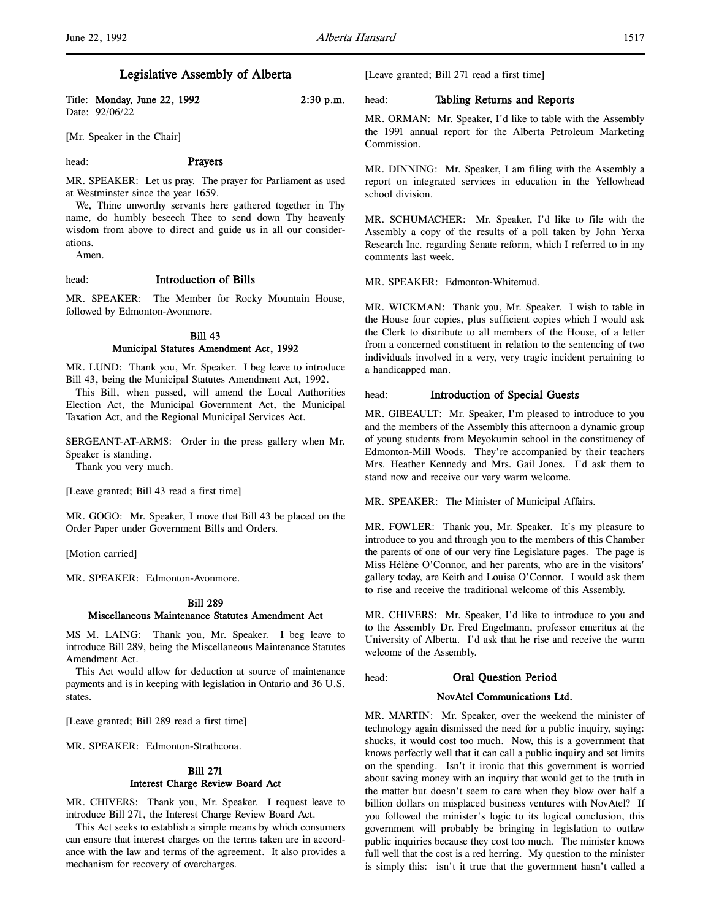# Legislative Assembly of Alberta

Title: **Monday, June 22, 1992** **2:30 p.m.**
Date: 92/06/22

[Mr. Speaker in the Chair]

head: **Prayers**

MR. SPEAKER: Let us pray. The prayer for Parliament as used at Westminster since the year 1659.

We, Thine unworthy servants here gathered together in Thy name, do humbly beseech Thee to send down Thy heavenly wisdom from above to direct and guide us in all our considerations.

Amen.

head: **Introduction of Bills**

MR. SPEAKER: The Member for Rocky Mountain House, followed by Edmonton-Avonmore.

### Bill 43
### Municipal Statutes Amendment Act, 1992

MR. LUND: Thank you, Mr. Speaker. I beg leave to introduce Bill 43, being the Municipal Statutes Amendment Act, 1992.

This Bill, when passed, will amend the Local Authorities Election Act, the Municipal Government Act, the Municipal Taxation Act, and the Regional Municipal Services Act.

SERGEANT-AT-ARMS: Order in the press gallery when Mr. Speaker is standing.

Thank you very much.

[Leave granted; Bill 43 read a first time]

MR. GOGO: Mr. Speaker, I move that Bill 43 be placed on the Order Paper under Government Bills and Orders.

[Motion carried]

MR. SPEAKER: Edmonton-Avonmore.

### Bill 289
### Miscellaneous Maintenance Statutes Amendment Act

MS M. LAING: Thank you, Mr. Speaker. I beg leave to introduce Bill 289, being the Miscellaneous Maintenance Statutes Amendment Act.

This Act would allow for deduction at source of maintenance payments and is in keeping with legislation in Ontario and 36 U.S. states.

[Leave granted; Bill 289 read a first time]

MR. SPEAKER: Edmonton-Strathcona.

### Bill 271
### Interest Charge Review Board Act

MR. CHIVERS: Thank you, Mr. Speaker. I request leave to introduce Bill 271, the Interest Charge Review Board Act.

This Act seeks to establish a simple means by which consumers can ensure that interest charges on the terms taken are in accordance with the law and terms of the agreement. It also provides a mechanism for recovery of overcharges.

[Leave granted; Bill 271 read a first time]

head: **Tabling Returns and Reports**

MR. ORMAN: Mr. Speaker, I'd like to table with the Assembly the 1991 annual report for the Alberta Petroleum Marketing Commission.

MR. DINNING: Mr. Speaker, I am filing with the Assembly a report on integrated services in education in the Yellowhead school division.

MR. SCHUMACHER: Mr. Speaker, I'd like to file with the Assembly a copy of the results of a poll taken by John Yerxa Research Inc. regarding Senate reform, which I referred to in my comments last week.

MR. SPEAKER: Edmonton-Whitemud.

MR. WICKMAN: Thank you, Mr. Speaker. I wish to table in the House four copies, plus sufficient copies which I would ask the Clerk to distribute to all members of the House, of a letter from a concerned constituent in relation to the sentencing of two individuals involved in a very, very tragic incident pertaining to a handicapped man.

head: **Introduction of Special Guests**

MR. GIBEAULT: Mr. Speaker, I'm pleased to introduce to you and the members of the Assembly this afternoon a dynamic group of young students from Meyokumin school in the constituency of Edmonton-Mill Woods. They're accompanied by their teachers Mrs. Heather Kennedy and Mrs. Gail Jones. I'd ask them to stand now and receive our very warm welcome.

MR. SPEAKER: The Minister of Municipal Affairs.

MR. FOWLER: Thank you, Mr. Speaker. It's my pleasure to introduce to you and through you to the members of this Chamber the parents of one of our very fine Legislature pages. The page is Miss Hélène O'Connor, and her parents, who are in the visitors' gallery today, are Keith and Louise O'Connor. I would ask them to rise and receive the traditional welcome of this Assembly.

MR. CHIVERS: Mr. Speaker, I'd like to introduce to you and to the Assembly Dr. Fred Engelmann, professor emeritus at the University of Alberta. I'd ask that he rise and receive the warm welcome of the Assembly.

head: **Oral Question Period**

### NovAtel Communications Ltd.

MR. MARTIN: Mr. Speaker, over the weekend the minister of technology again dismissed the need for a public inquiry, saying: shucks, it would cost too much. Now, this is a government that knows perfectly well that it can call a public inquiry and set limits on the spending. Isn't it ironic that this government is worried about saving money with an inquiry that would get to the truth in the matter but doesn't seem to care when they blow over half a billion dollars on misplaced business ventures with NovAtel? If you followed the minister's logic to its logical conclusion, this government will probably be bringing in legislation to outlaw public inquiries because they cost too much. The minister knows full well that the cost is a red herring. My question to the minister is simply this: isn't it true that the government hasn't called a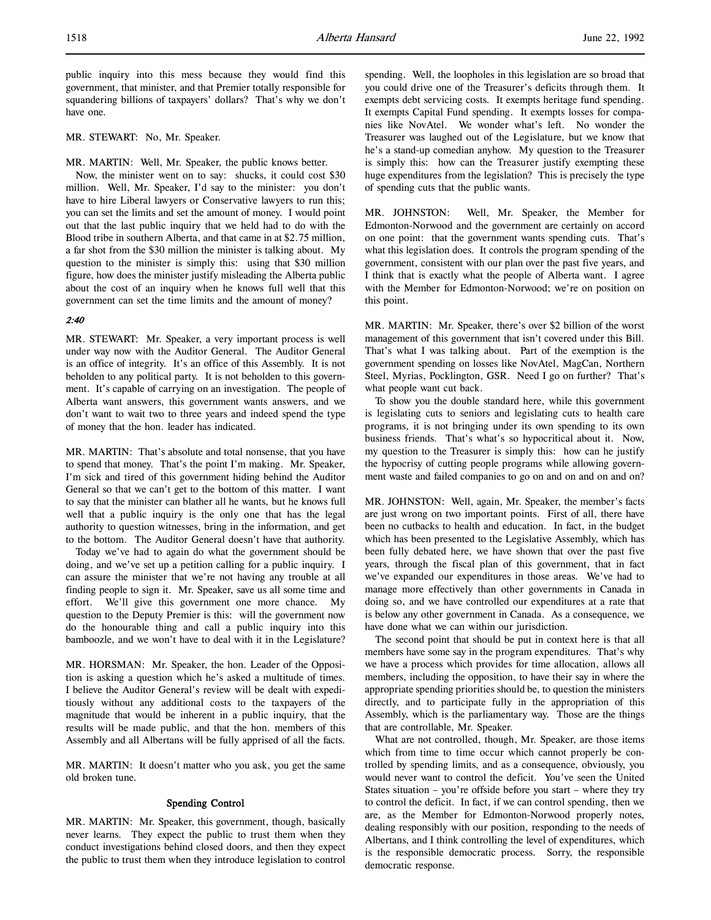public inquiry into this mess because they would find this government, that minister, and that Premier totally responsible for squandering billions of taxpayers' dollars? That's why we don't have one.

MR. STEWART: No, Mr. Speaker.

MR. MARTIN: Well, Mr. Speaker, the public knows better.

Now, the minister went on to say: shucks, it could cost $30 million. Well, Mr. Speaker, I'd say to the minister: you don't have to hire Liberal lawyers or Conservative lawyers to run this; you can set the limits and set the amount of money. I would point out that the last public inquiry that we held had to do with the Blood tribe in southern Alberta, and that came in at $2.75 million, a far shot from the $30 million the minister is talking about. My question to the minister is simply this: using that $30 million figure, how does the minister justify misleading the Alberta public about the cost of an inquiry when he knows full well that this government can set the time limits and the amount of money?

*2:40*

MR. STEWART: Mr. Speaker, a very important process is well under way now with the Auditor General. The Auditor General is an office of integrity. It's an office of this Assembly. It is not beholden to any political party. It is not beholden to this government. It's capable of carrying on an investigation. The people of Alberta want answers, this government wants answers, and we don't want to wait two to three years and indeed spend the type of money that the hon. leader has indicated.

MR. MARTIN: That's absolute and total nonsense, that you have to spend that money. That's the point I'm making. Mr. Speaker, I'm sick and tired of this government hiding behind the Auditor General so that we can't get to the bottom of this matter. I want to say that the minister can blather all he wants, but he knows full well that a public inquiry is the only one that has the legal authority to question witnesses, bring in the information, and get to the bottom. The Auditor General doesn't have that authority.

Today we've had to again do what the government should be doing, and we've set up a petition calling for a public inquiry. I can assure the minister that we're not having any trouble at all finding people to sign it. Mr. Speaker, save us all some time and effort. We'll give this government one more chance. My question to the Deputy Premier is this: will the government now do the honourable thing and call a public inquiry into this bamboozle, and we won't have to deal with it in the Legislature?

MR. HORSMAN: Mr. Speaker, the hon. Leader of the Opposition is asking a question which he's asked a multitude of times. I believe the Auditor General's review will be dealt with expeditiously without any additional costs to the taxpayers of the magnitude that would be inherent in a public inquiry, that the results will be made public, and that the hon. members of this Assembly and all Albertans will be fully apprised of all the facts.

MR. MARTIN: It doesn't matter who you ask, you get the same old broken tune.

### Spending Control

MR. MARTIN: Mr. Speaker, this government, though, basically never learns. They expect the public to trust them when they conduct investigations behind closed doors, and then they expect the public to trust them when they introduce legislation to control spending. Well, the loopholes in this legislation are so broad that you could drive one of the Treasurer's deficits through them. It exempts debt servicing costs. It exempts heritage fund spending. It exempts Capital Fund spending. It exempts losses for companies like NovAtel. We wonder what's left. No wonder the Treasurer was laughed out of the Legislature, but we know that he's a stand-up comedian anyhow. My question to the Treasurer is simply this: how can the Treasurer justify exempting these huge expenditures from the legislation? This is precisely the type of spending cuts that the public wants.

MR. JOHNSTON: Well, Mr. Speaker, the Member for Edmonton-Norwood and the government are certainly on accord on one point: that the government wants spending cuts. That's what this legislation does. It controls the program spending of the government, consistent with our plan over the past five years, and I think that is exactly what the people of Alberta want. I agree with the Member for Edmonton-Norwood; we're on position on this point.

MR. MARTIN: Mr. Speaker, there's over $2 billion of the worst management of this government that isn't covered under this Bill. That's what I was talking about. Part of the exemption is the government spending on losses like NovAtel, MagCan, Northern Steel, Myrias, Pocklington, GSR. Need I go on further? That's what people want cut back.

To show you the double standard here, while this government is legislating cuts to seniors and legislating cuts to health care programs, it is not bringing under its own spending to its own business friends. That's what's so hypocritical about it. Now, my question to the Treasurer is simply this: how can he justify the hypocrisy of cutting people programs while allowing government waste and failed companies to go on and on and on and on?

MR. JOHNSTON: Well, again, Mr. Speaker, the member's facts are just wrong on two important points. First of all, there have been no cutbacks to health and education. In fact, in the budget which has been presented to the Legislative Assembly, which has been fully debated here, we have shown that over the past five years, through the fiscal plan of this government, that in fact we've expanded our expenditures in those areas. We've had to manage more effectively than other governments in Canada in doing so, and we have controlled our expenditures at a rate that is below any other government in Canada. As a consequence, we have done what we can within our jurisdiction.

The second point that should be put in context here is that all members have some say in the program expenditures. That's why we have a process which provides for time allocation, allows all members, including the opposition, to have their say in where the appropriate spending priorities should be, to question the ministers directly, and to participate fully in the appropriation of this Assembly, which is the parliamentary way. Those are the things that are controllable, Mr. Speaker.

What are not controlled, though, Mr. Speaker, are those items which from time to time occur which cannot properly be controlled by spending limits, and as a consequence, obviously, you would never want to control the deficit. You've seen the United States situation – you're offside before you start – where they try to control the deficit. In fact, if we can control spending, then we are, as the Member for Edmonton-Norwood properly notes, dealing responsibly with our position, responding to the needs of Albertans, and I think controlling the level of expenditures, which is the responsible democratic process. Sorry, the responsible democratic response.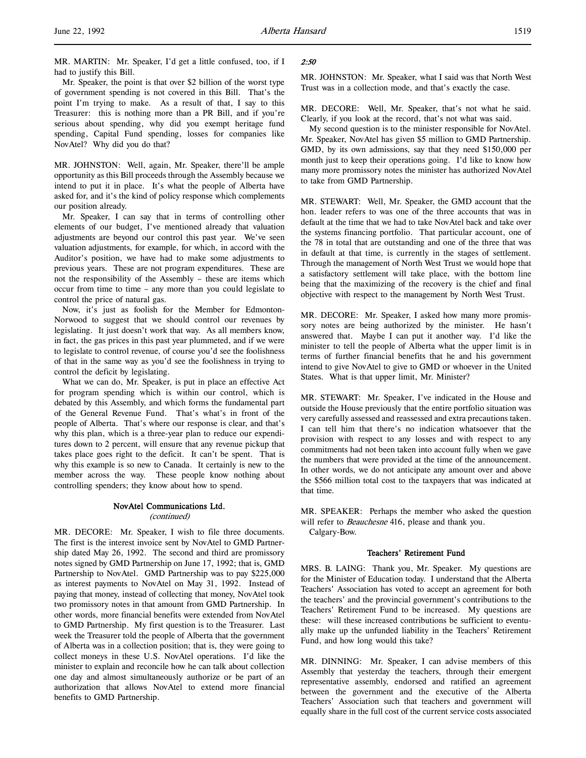MR. MARTIN: Mr. Speaker, I'd get a little confused, too, if I had to justify this Bill.

Mr. Speaker, the point is that over $2 billion of the worst type of government spending is not covered in this Bill. That's the point I'm trying to make. As a result of that, I say to this Treasurer: this is nothing more than a PR Bill, and if you're serious about spending, why did you exempt heritage fund spending, Capital Fund spending, losses for companies like NovAtel? Why did you do that?

MR. JOHNSTON: Well, again, Mr. Speaker, there'll be ample opportunity as this Bill proceeds through the Assembly because we intend to put it in place. It's what the people of Alberta have asked for, and it's the kind of policy response which complements our position already.

Mr. Speaker, I can say that in terms of controlling other elements of our budget, I've mentioned already that valuation adjustments are beyond our control this past year. We've seen valuation adjustments, for example, for which, in accord with the Auditor's position, we have had to make some adjustments to previous years. These are not program expenditures. These are not the responsibility of the Assembly – these are items which occur from time to time – any more than you could legislate to control the price of natural gas.

Now, it's just as foolish for the Member for Edmonton-Norwood to suggest that we should control our revenues by legislating. It just doesn't work that way. As all members know, in fact, the gas prices in this past year plummeted, and if we were to legislate to control revenue, of course you'd see the foolishness of that in the same way as you'd see the foolishness in trying to control the deficit by legislating.

What we can do, Mr. Speaker, is put in place an effective Act for program spending which is within our control, which is debated by this Assembly, and which forms the fundamental part of the General Revenue Fund. That's what's in front of the people of Alberta. That's where our response is clear, and that's why this plan, which is a three-year plan to reduce our expenditures down to 2 percent, will ensure that any revenue pickup that takes place goes right to the deficit. It can't be spent. That is why this example is so new to Canada. It certainly is new to the member across the way. These people know nothing about controlling spenders; they know about how to spend.

### NovAtel Communications Ltd.
*(continued)*

MR. DECORE: Mr. Speaker, I wish to file three documents. The first is the interest invoice sent by NovAtel to GMD Partnership dated May 26, 1992. The second and third are promissory notes signed by GMD Partnership on June 17, 1992; that is, GMD Partnership to NovAtel. GMD Partnership was to pay $225,000 as interest payments to NovAtel on May 31, 1992. Instead of paying that money, instead of collecting that money, NovAtel took two promissory notes in that amount from GMD Partnership. In other words, more financial benefits were extended from NovAtel to GMD Partnership. My first question is to the Treasurer. Last week the Treasurer told the people of Alberta that the government of Alberta was in a collection position; that is, they were going to collect moneys in these U.S. NovAtel operations. I'd like the minister to explain and reconcile how he can talk about collection one day and almost simultaneously authorize or be part of an authorization that allows NovAtel to extend more financial benefits to GMD Partnership.

*2:50*

MR. JOHNSTON: Mr. Speaker, what I said was that North West Trust was in a collection mode, and that's exactly the case.

MR. DECORE: Well, Mr. Speaker, that's not what he said. Clearly, if you look at the record, that's not what was said.

My second question is to the minister responsible for NovAtel. Mr. Speaker, NovAtel has given $5 million to GMD Partnership. GMD, by its own admissions, say that they need $150,000 per month just to keep their operations going. I'd like to know how many more promissory notes the minister has authorized NovAtel to take from GMD Partnership.

MR. STEWART: Well, Mr. Speaker, the GMD account that the hon. leader refers to was one of the three accounts that was in default at the time that we had to take NovAtel back and take over the systems financing portfolio. That particular account, one of the 78 in total that are outstanding and one of the three that was in default at that time, is currently in the stages of settlement. Through the management of North West Trust we would hope that a satisfactory settlement will take place, with the bottom line being that the maximizing of the recovery is the chief and final objective with respect to the management by North West Trust.

MR. DECORE: Mr. Speaker, I asked how many more promissory notes are being authorized by the minister. He hasn't answered that. Maybe I can put it another way. I'd like the minister to tell the people of Alberta what the upper limit is in terms of further financial benefits that he and his government intend to give NovAtel to give to GMD or whoever in the United States. What is that upper limit, Mr. Minister?

MR. STEWART: Mr. Speaker, I've indicated in the House and outside the House previously that the entire portfolio situation was very carefully assessed and reassessed and extra precautions taken. I can tell him that there's no indication whatsoever that the provision with respect to any losses and with respect to any commitments had not been taken into account fully when we gave the numbers that were provided at the time of the announcement. In other words, we do not anticipate any amount over and above the $566 million total cost to the taxpayers that was indicated at that time.

MR. SPEAKER: Perhaps the member who asked the question will refer to *Beauchesne* 416, please and thank you.

Calgary-Bow.

### Teachers' Retirement Fund

MRS. B. LAING: Thank you, Mr. Speaker. My questions are for the Minister of Education today. I understand that the Alberta Teachers' Association has voted to accept an agreement for both the teachers' and the provincial government's contributions to the Teachers' Retirement Fund to be increased. My questions are these: will these increased contributions be sufficient to eventually make up the unfunded liability in the Teachers' Retirement Fund, and how long would this take?

MR. DINNING: Mr. Speaker, I can advise members of this Assembly that yesterday the teachers, through their emergent representative assembly, endorsed and ratified an agreement between the government and the executive of the Alberta Teachers' Association such that teachers and government will equally share in the full cost of the current service costs associated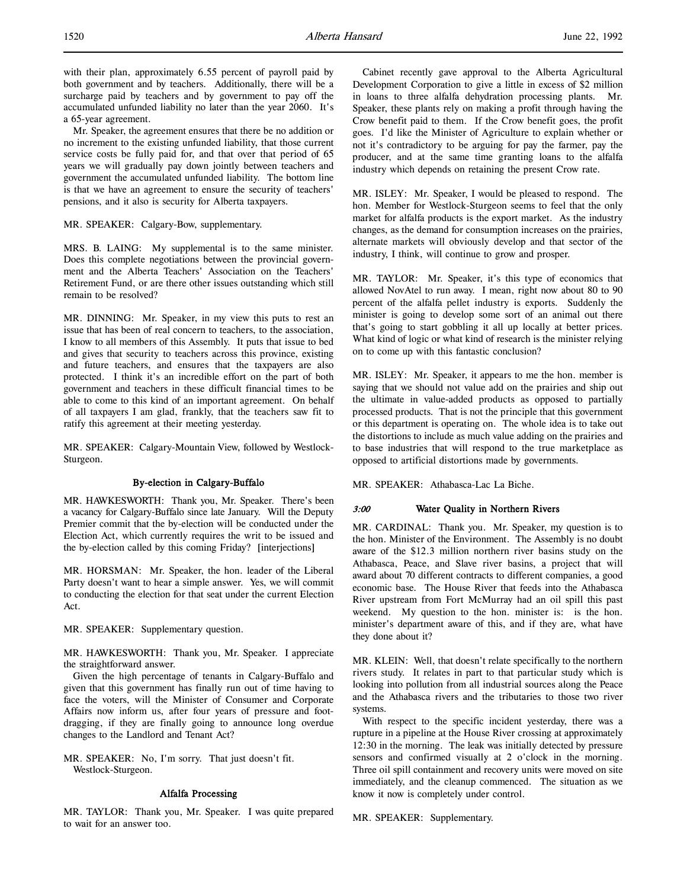with their plan, approximately 6.55 percent of payroll paid by both government and by teachers. Additionally, there will be a surcharge paid by teachers and by government to pay off the accumulated unfunded liability no later than the year 2060. It's a 65-year agreement.

Mr. Speaker, the agreement ensures that there be no addition or no increment to the existing unfunded liability, that those current service costs be fully paid for, and that over that period of 65 years we will gradually pay down jointly between teachers and government the accumulated unfunded liability. The bottom line is that we have an agreement to ensure the security of teachers' pensions, and it also is security for Alberta taxpayers.

MR. SPEAKER: Calgary-Bow, supplementary.

MRS. B. LAING: My supplemental is to the same minister. Does this complete negotiations between the provincial government and the Alberta Teachers' Association on the Teachers' Retirement Fund, or are there other issues outstanding which still remain to be resolved?

MR. DINNING: Mr. Speaker, in my view this puts to rest an issue that has been of real concern to teachers, to the association, I know to all members of this Assembly. It puts that issue to bed and gives that security to teachers across this province, existing and future teachers, and ensures that the taxpayers are also protected. I think it's an incredible effort on the part of both government and teachers in these difficult financial times to be able to come to this kind of an important agreement. On behalf of all taxpayers I am glad, frankly, that the teachers saw fit to ratify this agreement at their meeting yesterday.

MR. SPEAKER: Calgary-Mountain View, followed by Westlock-Sturgeon.

### By-election in Calgary-Buffalo

MR. HAWKESWORTH: Thank you, Mr. Speaker. There's been a vacancy for Calgary-Buffalo since late January. Will the Deputy Premier commit that the by-election will be conducted under the Election Act, which currently requires the writ to be issued and the by-election called by this coming Friday? [interjections]

MR. HORSMAN: Mr. Speaker, the hon. leader of the Liberal Party doesn't want to hear a simple answer. Yes, we will commit to conducting the election for that seat under the current Election Act.

MR. SPEAKER: Supplementary question.

MR. HAWKESWORTH: Thank you, Mr. Speaker. I appreciate the straightforward answer.

Given the high percentage of tenants in Calgary-Buffalo and given that this government has finally run out of time having to face the voters, will the Minister of Consumer and Corporate Affairs now inform us, after four years of pressure and foot-dragging, if they are finally going to announce long overdue changes to the Landlord and Tenant Act?

MR. SPEAKER: No, I'm sorry. That just doesn't fit.
Westlock-Sturgeon.

### Alfalfa Processing

MR. TAYLOR: Thank you, Mr. Speaker. I was quite prepared to wait for an answer too.

Cabinet recently gave approval to the Alberta Agricultural Development Corporation to give a little in excess of $2 million in loans to three alfalfa dehydration processing plants. Mr. Speaker, these plants rely on making a profit through having the Crow benefit paid to them. If the Crow benefit goes, the profit goes. I'd like the Minister of Agriculture to explain whether or not it's contradictory to be arguing for pay the farmer, pay the producer, and at the same time granting loans to the alfalfa industry which depends on retaining the present Crow rate.

MR. ISLEY: Mr. Speaker, I would be pleased to respond. The hon. Member for Westlock-Sturgeon seems to feel that the only market for alfalfa products is the export market. As the industry changes, as the demand for consumption increases on the prairies, alternate markets will obviously develop and that sector of the industry, I think, will continue to grow and prosper.

MR. TAYLOR: Mr. Speaker, it's this type of economics that allowed NovAtel to run away. I mean, right now about 80 to 90 percent of the alfalfa pellet industry is exports. Suddenly the minister is going to develop some sort of an animal out there that's going to start gobbling it all up locally at better prices. What kind of logic or what kind of research is the minister relying on to come up with this fantastic conclusion?

MR. ISLEY: Mr. Speaker, it appears to me the hon. member is saying that we should not value add on the prairies and ship out the ultimate in value-added products as opposed to partially processed products. That is not the principle that this government or this department is operating on. The whole idea is to take out the distortions to include as much value adding on the prairies and to base industries that will respond to the true marketplace as opposed to artificial distortions made by governments.

MR. SPEAKER: Athabasca-Lac La Biche.

### *3:00* Water Quality in Northern Rivers

MR. CARDINAL: Thank you. Mr. Speaker, my question is to the hon. Minister of the Environment. The Assembly is no doubt aware of the $12.3 million northern river basins study on the Athabasca, Peace, and Slave river basins, a project that will award about 70 different contracts to different companies, a good economic base. The House River that feeds into the Athabasca River upstream from Fort McMurray had an oil spill this past weekend. My question to the hon. minister is: is the hon. minister's department aware of this, and if they are, what have they done about it?

MR. KLEIN: Well, that doesn't relate specifically to the northern rivers study. It relates in part to that particular study which is looking into pollution from all industrial sources along the Peace and the Athabasca rivers and the tributaries to those two river systems.

With respect to the specific incident yesterday, there was a rupture in a pipeline at the House River crossing at approximately 12:30 in the morning. The leak was initially detected by pressure sensors and confirmed visually at 2 o'clock in the morning. Three oil spill containment and recovery units were moved on site immediately, and the cleanup commenced. The situation as we know it now is completely under control.

MR. SPEAKER: Supplementary.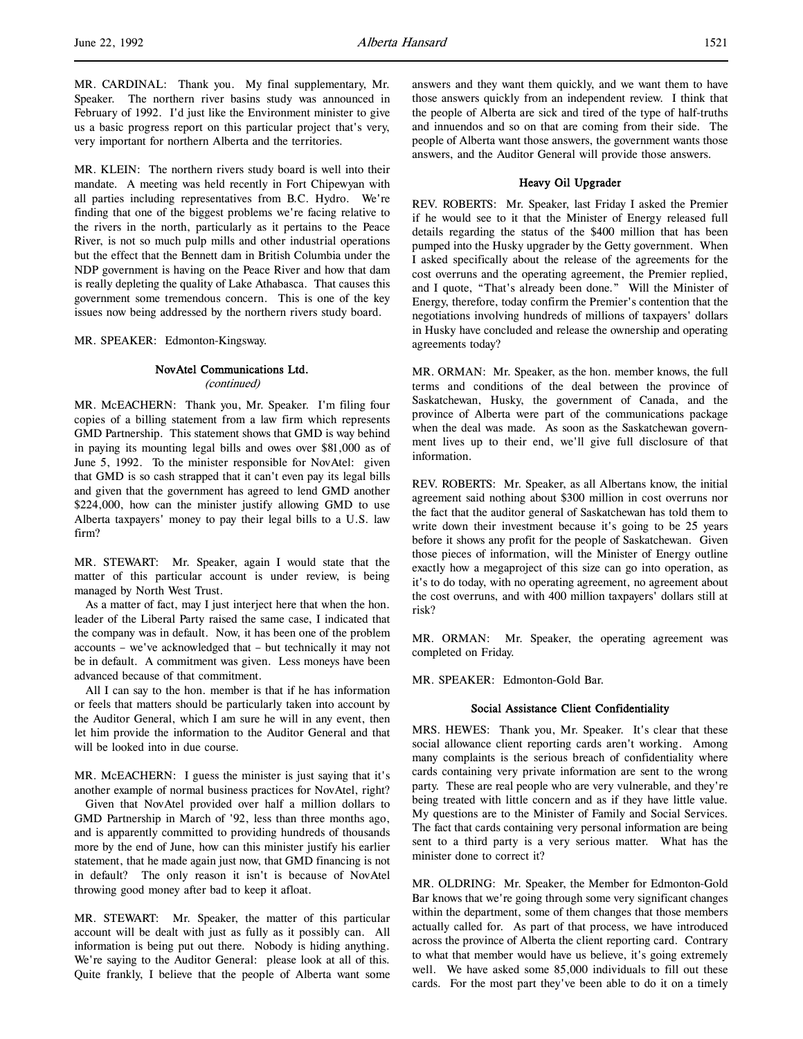MR. CARDINAL: Thank you. My final supplementary, Mr. Speaker. The northern river basins study was announced in February of 1992. I'd just like the Environment minister to give us a basic progress report on this particular project that's very, very important for northern Alberta and the territories.

MR. KLEIN: The northern rivers study board is well into their mandate. A meeting was held recently in Fort Chipewyan with all parties including representatives from B.C. Hydro. We're finding that one of the biggest problems we're facing relative to the rivers in the north, particularly as it pertains to the Peace River, is not so much pulp mills and other industrial operations but the effect that the Bennett dam in British Columbia under the NDP government is having on the Peace River and how that dam is really depleting the quality of Lake Athabasca. That causes this government some tremendous concern. This is one of the key issues now being addressed by the northern rivers study board.

MR. SPEAKER: Edmonton-Kingsway.

### NovAtel Communications Ltd.
*(continued)*

MR. McEACHERN: Thank you, Mr. Speaker. I'm filing four copies of a billing statement from a law firm which represents GMD Partnership. This statement shows that GMD is way behind in paying its mounting legal bills and owes over $81,000 as of June 5, 1992. To the minister responsible for NovAtel: given that GMD is so cash strapped that it can't even pay its legal bills and given that the government has agreed to lend GMD another $224,000, how can the minister justify allowing GMD to use Alberta taxpayers' money to pay their legal bills to a U.S. law firm?

MR. STEWART: Mr. Speaker, again I would state that the matter of this particular account is under review, is being managed by North West Trust.

As a matter of fact, may I just interject here that when the hon. leader of the Liberal Party raised the same case, I indicated that the company was in default. Now, it has been one of the problem accounts – we've acknowledged that – but technically it may not be in default. A commitment was given. Less moneys have been advanced because of that commitment.

All I can say to the hon. member is that if he has information or feels that matters should be particularly taken into account by the Auditor General, which I am sure he will in any event, then let him provide the information to the Auditor General and that will be looked into in due course.

MR. McEACHERN: I guess the minister is just saying that it's another example of normal business practices for NovAtel, right?

Given that NovAtel provided over half a million dollars to GMD Partnership in March of '92, less than three months ago, and is apparently committed to providing hundreds of thousands more by the end of June, how can this minister justify his earlier statement, that he made again just now, that GMD financing is not in default? The only reason it isn't is because of NovAtel throwing good money after bad to keep it afloat.

MR. STEWART: Mr. Speaker, the matter of this particular account will be dealt with just as fully as it possibly can. All information is being put out there. Nobody is hiding anything. We're saying to the Auditor General: please look at all of this. Quite frankly, I believe that the people of Alberta want some answers and they want them quickly, and we want them to have those answers quickly from an independent review. I think that the people of Alberta are sick and tired of the type of half-truths and innuendos and so on that are coming from their side. The people of Alberta want those answers, the government wants those answers, and the Auditor General will provide those answers.

### Heavy Oil Upgrader

REV. ROBERTS: Mr. Speaker, last Friday I asked the Premier if he would see to it that the Minister of Energy released full details regarding the status of the $400 million that has been pumped into the Husky upgrader by the Getty government. When I asked specifically about the release of the agreements for the cost overruns and the operating agreement, the Premier replied, and I quote, "That's already been done." Will the Minister of Energy, therefore, today confirm the Premier's contention that the negotiations involving hundreds of millions of taxpayers' dollars in Husky have concluded and release the ownership and operating agreements today?

MR. ORMAN: Mr. Speaker, as the hon. member knows, the full terms and conditions of the deal between the province of Saskatchewan, Husky, the government of Canada, and the province of Alberta were part of the communications package when the deal was made. As soon as the Saskatchewan government lives up to their end, we'll give full disclosure of that information.

REV. ROBERTS: Mr. Speaker, as all Albertans know, the initial agreement said nothing about $300 million in cost overruns nor the fact that the auditor general of Saskatchewan has told them to write down their investment because it's going to be 25 years before it shows any profit for the people of Saskatchewan. Given those pieces of information, will the Minister of Energy outline exactly how a megaproject of this size can go into operation, as it's to do today, with no operating agreement, no agreement about the cost overruns, and with 400 million taxpayers' dollars still at risk?

MR. ORMAN: Mr. Speaker, the operating agreement was completed on Friday.

MR. SPEAKER: Edmonton-Gold Bar.

### Social Assistance Client Confidentiality

MRS. HEWES: Thank you, Mr. Speaker. It's clear that these social allowance client reporting cards aren't working. Among many complaints is the serious breach of confidentiality where cards containing very private information are sent to the wrong party. These are real people who are very vulnerable, and they're being treated with little concern and as if they have little value. My questions are to the Minister of Family and Social Services. The fact that cards containing very personal information are being sent to a third party is a very serious matter. What has the minister done to correct it?

MR. OLDRING: Mr. Speaker, the Member for Edmonton-Gold Bar knows that we're going through some very significant changes within the department, some of them changes that those members actually called for. As part of that process, we have introduced across the province of Alberta the client reporting card. Contrary to what that member would have us believe, it's going extremely well. We have asked some 85,000 individuals to fill out these cards. For the most part they've been able to do it on a timely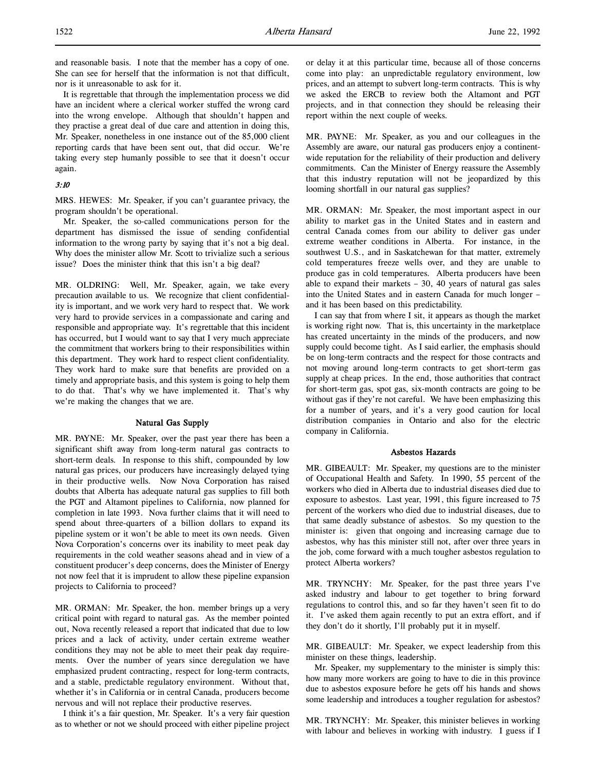and reasonable basis. I note that the member has a copy of one. She can see for herself that the information is not that difficult, nor is it unreasonable to ask for it.

It is regrettable that through the implementation process we did have an incident where a clerical worker stuffed the wrong card into the wrong envelope. Although that shouldn't happen and they practise a great deal of due care and attention in doing this, Mr. Speaker, nonetheless in one instance out of the 85,000 client reporting cards that have been sent out, that did occur. We're taking every step humanly possible to see that it doesn't occur again.

*3:10*

MRS. HEWES: Mr. Speaker, if you can't guarantee privacy, the program shouldn't be operational.

Mr. Speaker, the so-called communications person for the department has dismissed the issue of sending confidential information to the wrong party by saying that it's not a big deal. Why does the minister allow Mr. Scott to trivialize such a serious issue? Does the minister think that this isn't a big deal?

MR. OLDRING: Well, Mr. Speaker, again, we take every precaution available to us. We recognize that client confidentiality is important, and we work very hard to respect that. We work very hard to provide services in a compassionate and caring and responsible and appropriate way. It's regrettable that this incident has occurred, but I would want to say that I very much appreciate the commitment that workers bring to their responsibilities within this department. They work hard to respect client confidentiality. They work hard to make sure that benefits are provided on a timely and appropriate basis, and this system is going to help them to do that. That's why we have implemented it. That's why we're making the changes that we are.

## Natural Gas Supply

MR. PAYNE: Mr. Speaker, over the past year there has been a significant shift away from long-term natural gas contracts to short-term deals. In response to this shift, compounded by low natural gas prices, our producers have increasingly delayed tying in their productive wells. Now Nova Corporation has raised doubts that Alberta has adequate natural gas supplies to fill both the PGT and Altamont pipelines to California, now planned for completion in late 1993. Nova further claims that it will need to spend about three-quarters of a billion dollars to expand its pipeline system or it won't be able to meet its own needs. Given Nova Corporation's concerns over its inability to meet peak day requirements in the cold weather seasons ahead and in view of a constituent producer's deep concerns, does the Minister of Energy not now feel that it is imprudent to allow these pipeline expansion projects to California to proceed?

MR. ORMAN: Mr. Speaker, the hon. member brings up a very critical point with regard to natural gas. As the member pointed out, Nova recently released a report that indicated that due to low prices and a lack of activity, under certain extreme weather conditions they may not be able to meet their peak day requirements. Over the number of years since deregulation we have emphasized prudent contracting, respect for long-term contracts, and a stable, predictable regulatory environment. Without that, whether it's in California or in central Canada, producers become nervous and will not replace their productive reserves.

I think it's a fair question, Mr. Speaker. It's a very fair question as to whether or not we should proceed with either pipeline project or delay it at this particular time, because all of those concerns come into play: an unpredictable regulatory environment, low prices, and an attempt to subvert long-term contracts. This is why we asked the ERCB to review both the Altamont and PGT projects, and in that connection they should be releasing their report within the next couple of weeks.

MR. PAYNE: Mr. Speaker, as you and our colleagues in the Assembly are aware, our natural gas producers enjoy a continent-wide reputation for the reliability of their production and delivery commitments. Can the Minister of Energy reassure the Assembly that this industry reputation will not be jeopardized by this looming shortfall in our natural gas supplies?

MR. ORMAN: Mr. Speaker, the most important aspect in our ability to market gas in the United States and in eastern and central Canada comes from our ability to deliver gas under extreme weather conditions in Alberta. For instance, in the southwest U.S., and in Saskatchewan for that matter, extremely cold temperatures freeze wells over, and they are unable to produce gas in cold temperatures. Alberta producers have been able to expand their markets – 30, 40 years of natural gas sales into the United States and in eastern Canada for much longer – and it has been based on this predictability.

I can say that from where I sit, it appears as though the market is working right now. That is, this uncertainty in the marketplace has created uncertainty in the minds of the producers, and now supply could become tight. As I said earlier, the emphasis should be on long-term contracts and the respect for those contracts and not moving around long-term contracts to get short-term gas supply at cheap prices. In the end, those authorities that contract for short-term gas, spot gas, six-month contracts are going to be without gas if they're not careful. We have been emphasizing this for a number of years, and it's a very good caution for local distribution companies in Ontario and also for the electric company in California.

## Asbestos Hazards

MR. GIBEAULT: Mr. Speaker, my questions are to the minister of Occupational Health and Safety. In 1990, 55 percent of the workers who died in Alberta due to industrial diseases died due to exposure to asbestos. Last year, 1991, this figure increased to 75 percent of the workers who died due to industrial diseases, due to that same deadly substance of asbestos. So my question to the minister is: given that ongoing and increasing carnage due to asbestos, why has this minister still not, after over three years in the job, come forward with a much tougher asbestos regulation to protect Alberta workers?

MR. TRYNCHY: Mr. Speaker, for the past three years I've asked industry and labour to get together to bring forward regulations to control this, and so far they haven't seen fit to do it. I've asked them again recently to put an extra effort, and if they don't do it shortly, I'll probably put it in myself.

MR. GIBEAULT: Mr. Speaker, we expect leadership from this minister on these things, leadership.

Mr. Speaker, my supplementary to the minister is simply this: how many more workers are going to have to die in this province due to asbestos exposure before he gets off his hands and shows some leadership and introduces a tougher regulation for asbestos?

MR. TRYNCHY: Mr. Speaker, this minister believes in working with labour and believes in working with industry. I guess if I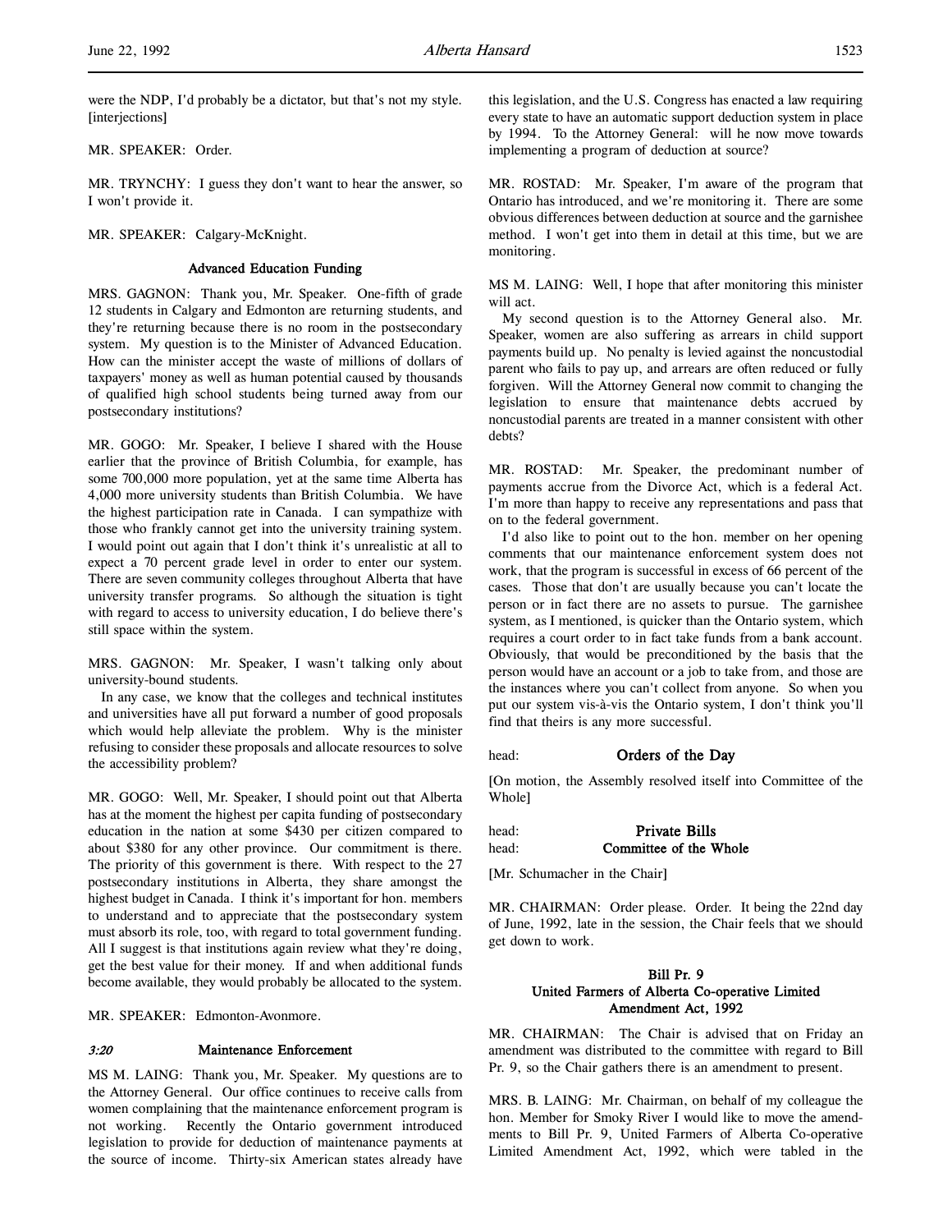were the NDP, I'd probably be a dictator, but that's not my style. [interjections]

MR. SPEAKER: Order.

MR. TRYNCHY: I guess they don't want to hear the answer, so I won't provide it.

MR. SPEAKER: Calgary-McKnight.

### Advanced Education Funding

MRS. GAGNON: Thank you, Mr. Speaker. One-fifth of grade 12 students in Calgary and Edmonton are returning students, and they're returning because there is no room in the postsecondary system. My question is to the Minister of Advanced Education. How can the minister accept the waste of millions of dollars of taxpayers' money as well as human potential caused by thousands of qualified high school students being turned away from our postsecondary institutions?

MR. GOGO: Mr. Speaker, I believe I shared with the House earlier that the province of British Columbia, for example, has some 700,000 more population, yet at the same time Alberta has 4,000 more university students than British Columbia. We have the highest participation rate in Canada. I can sympathize with those who frankly cannot get into the university training system. I would point out again that I don't think it's unrealistic at all to expect a 70 percent grade level in order to enter our system. There are seven community colleges throughout Alberta that have university transfer programs. So although the situation is tight with regard to access to university education, I do believe there's still space within the system.

MRS. GAGNON: Mr. Speaker, I wasn't talking only about university-bound students.

In any case, we know that the colleges and technical institutes and universities have all put forward a number of good proposals which would help alleviate the problem. Why is the minister refusing to consider these proposals and allocate resources to solve the accessibility problem?

MR. GOGO: Well, Mr. Speaker, I should point out that Alberta has at the moment the highest per capita funding of postsecondary education in the nation at some $430 per citizen compared to about $380 for any other province. Our commitment is there. The priority of this government is there. With respect to the 27 postsecondary institutions in Alberta, they share amongst the highest budget in Canada. I think it's important for hon. members to understand and to appreciate that the postsecondary system must absorb its role, too, with regard to total government funding. All I suggest is that institutions again review what they're doing, get the best value for their money. If and when additional funds become available, they would probably be allocated to the system.

MR. SPEAKER: Edmonton-Avonmore.

*3:20*

### Maintenance Enforcement

MS M. LAING: Thank you, Mr. Speaker. My questions are to the Attorney General. Our office continues to receive calls from women complaining that the maintenance enforcement program is not working. Recently the Ontario government introduced legislation to provide for deduction of maintenance payments at the source of income. Thirty-six American states already have this legislation, and the U.S. Congress has enacted a law requiring every state to have an automatic support deduction system in place by 1994. To the Attorney General: will he now move towards implementing a program of deduction at source?

MR. ROSTAD: Mr. Speaker, I'm aware of the program that Ontario has introduced, and we're monitoring it. There are some obvious differences between deduction at source and the garnishee method. I won't get into them in detail at this time, but we are monitoring.

MS M. LAING: Well, I hope that after monitoring this minister will act.

My second question is to the Attorney General also. Mr. Speaker, women are also suffering as arrears in child support payments build up. No penalty is levied against the noncustodial parent who fails to pay up, and arrears are often reduced or fully forgiven. Will the Attorney General now commit to changing the legislation to ensure that maintenance debts accrued by noncustodial parents are treated in a manner consistent with other debts?

MR. ROSTAD: Mr. Speaker, the predominant number of payments accrue from the Divorce Act, which is a federal Act. I'm more than happy to receive any representations and pass that on to the federal government.

I'd also like to point out to the hon. member on her opening comments that our maintenance enforcement system does not work, that the program is successful in excess of 66 percent of the cases. Those that don't are usually because you can't locate the person or in fact there are no assets to pursue. The garnishee system, as I mentioned, is quicker than the Ontario system, which requires a court order to in fact take funds from a bank account. Obviously, that would be preconditioned by the basis that the person would have an account or a job to take from, and those are the instances where you can't collect from anyone. So when you put our system vis-à-vis the Ontario system, I don't think you'll find that theirs is any more successful.

head: **Orders of the Day**

[On motion, the Assembly resolved itself into Committee of the Whole]

head: **Private Bills**
head: **Committee of the Whole**

[Mr. Schumacher in the Chair]

MR. CHAIRMAN: Order please. Order. It being the 22nd day of June, 1992, late in the session, the Chair feels that we should get down to work.

### Bill Pr. 9
### United Farmers of Alberta Co-operative Limited Amendment Act, 1992

MR. CHAIRMAN: The Chair is advised that on Friday an amendment was distributed to the committee with regard to Bill Pr. 9, so the Chair gathers there is an amendment to present.

MRS. B. LAING: Mr. Chairman, on behalf of my colleague the hon. Member for Smoky River I would like to move the amendments to Bill Pr. 9, United Farmers of Alberta Co-operative Limited Amendment Act, 1992, which were tabled in the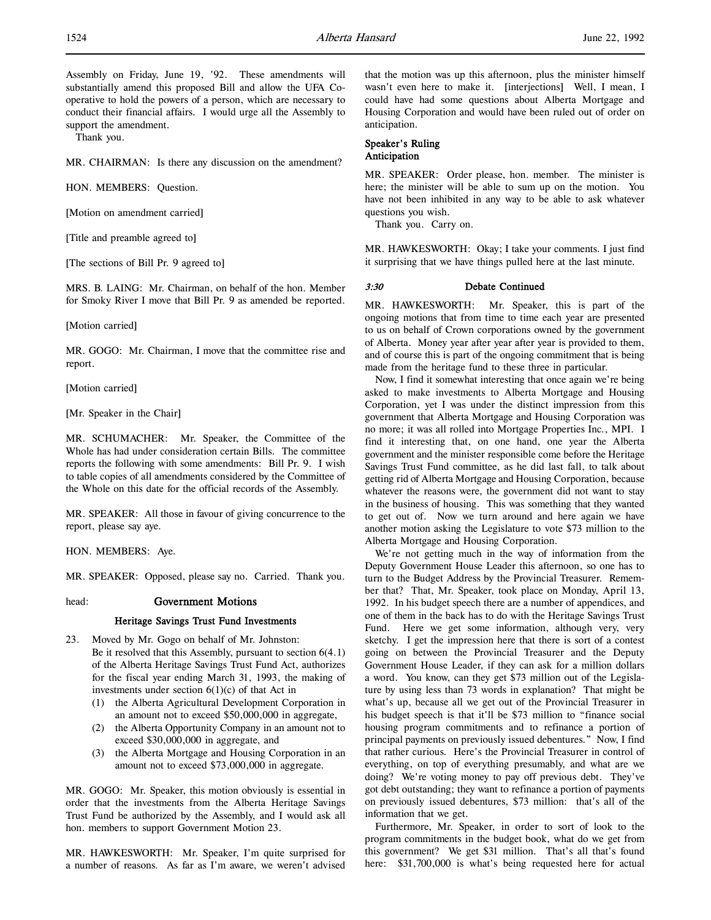Assembly on Friday, June 19, '92. These amendments will substantially amend this proposed Bill and allow the UFA Co-operative to hold the powers of a person, which are necessary to conduct their financial affairs. I would urge all the Assembly to support the amendment.

Thank you.

MR. CHAIRMAN: Is there any discussion on the amendment?

HON. MEMBERS: Question.

[Motion on amendment carried]

[Title and preamble agreed to]

[The sections of Bill Pr. 9 agreed to]

MRS. B. LAING: Mr. Chairman, on behalf of the hon. Member for Smoky River I move that Bill Pr. 9 as amended be reported.

[Motion carried]

MR. GOGO: Mr. Chairman, I move that the committee rise and report.

[Motion carried]

[Mr. Speaker in the Chair]

MR. SCHUMACHER: Mr. Speaker, the Committee of the Whole has had under consideration certain Bills. The committee reports the following with some amendments: Bill Pr. 9. I wish to table copies of all amendments considered by the Committee of the Whole on this date for the official records of the Assembly.

MR. SPEAKER: All those in favour of giving concurrence to the report, please say aye.

HON. MEMBERS: Aye.

MR. SPEAKER: Opposed, please say no. Carried. Thank you.

head: **Government Motions**

## Heritage Savings Trust Fund Investments

23. Moved by Mr. Gogo on behalf of Mr. Johnston:
Be it resolved that this Assembly, pursuant to section 6(4.1) of the Alberta Heritage Savings Trust Fund Act, authorizes for the fiscal year ending March 31, 1993, the making of investments under section 6(1)(c) of that Act in
    (1) the Alberta Agricultural Development Corporation in an amount not to exceed $50,000,000 in aggregate,
    (2) the Alberta Opportunity Company in an amount not to exceed $30,000,000 in aggregate, and
    (3) the Alberta Mortgage and Housing Corporation in an amount not to exceed $73,000,000 in aggregate.

MR. GOGO: Mr. Speaker, this motion obviously is essential in order that the investments from the Alberta Heritage Savings Trust Fund be authorized by the Assembly, and I would ask all hon. members to support Government Motion 23.

MR. HAWKESWORTH: Mr. Speaker, I'm quite surprised for a number of reasons. As far as I'm aware, we weren't advised that the motion was up this afternoon, plus the minister himself wasn't even here to make it. [interjections] Well, I mean, I could have had some questions about Alberta Mortgage and Housing Corporation and would have been ruled out of order on anticipation.

### Speaker's Ruling
### Anticipation

MR. SPEAKER: Order please, hon. member. The minister is here; the minister will be able to sum up on the motion. You have not been inhibited in any way to be able to ask whatever questions you wish.

Thank you. Carry on.

MR. HAWKESWORTH: Okay; I take your comments. I just find it surprising that we have things pulled here at the last minute.

*3:30* **Debate Continued**

MR. HAWKESWORTH: Mr. Speaker, this is part of the ongoing motions that from time to time each year are presented to us on behalf of Crown corporations owned by the government of Alberta. Money year after year after year is provided to them, and of course this is part of the ongoing commitment that is being made from the heritage fund to these three in particular.

Now, I find it somewhat interesting that once again we're being asked to make investments to Alberta Mortgage and Housing Corporation, yet I was under the distinct impression from this government that Alberta Mortgage and Housing Corporation was no more; it was all rolled into Mortgage Properties Inc., MPI. I find it interesting that, on one hand, one year the Alberta government and the minister responsible come before the Heritage Savings Trust Fund committee, as he did last fall, to talk about getting rid of Alberta Mortgage and Housing Corporation, because whatever the reasons were, the government did not want to stay in the business of housing. This was something that they wanted to get out of. Now we turn around and here again we have another motion asking the Legislature to vote $73 million to the Alberta Mortgage and Housing Corporation.

We're not getting much in the way of information from the Deputy Government House Leader this afternoon, so one has to turn to the Budget Address by the Provincial Treasurer. Remember that? That, Mr. Speaker, took place on Monday, April 13, 1992. In his budget speech there are a number of appendices, and one of them in the back has to do with the Heritage Savings Trust Fund. Here we get some information, although very, very sketchy. I get the impression here that there is sort of a contest going on between the Provincial Treasurer and the Deputy Government House Leader, if they can ask for a million dollars a word. You know, can they get $73 million out of the Legislature by using less than 73 words in explanation? That might be what's up, because all we get out of the Provincial Treasurer in his budget speech is that it'll be $73 million to "finance social housing program commitments and to refinance a portion of principal payments on previously issued debentures." Now, I find that rather curious. Here's the Provincial Treasurer in control of everything, on top of everything presumably, and what are we doing? We're voting money to pay off previous debt. They've got debt outstanding; they want to refinance a portion of payments on previously issued debentures, $73 million: that's all of the information that we get.

Furthermore, Mr. Speaker, in order to sort of look to the program commitments in the budget book, what do we get from this government? We get $31 million. That's all that's found here: $31,700,000 is what's being requested here for actual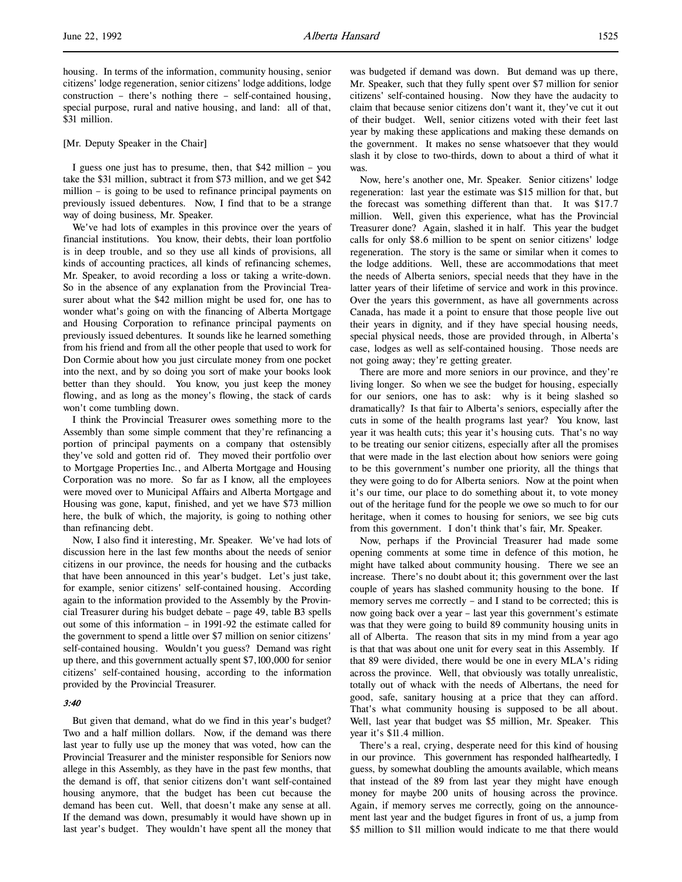housing. In terms of the information, community housing, senior citizens' lodge regeneration, senior citizens' lodge additions, lodge construction – there's nothing there – self-contained housing, special purpose, rural and native housing, and land: all of that, $31 million.

[Mr. Deputy Speaker in the Chair]

I guess one just has to presume, then, that $42 million – you take the $31 million, subtract it from $73 million, and we get $42 million – is going to be used to refinance principal payments on previously issued debentures. Now, I find that to be a strange way of doing business, Mr. Speaker.

We've had lots of examples in this province over the years of financial institutions. You know, their debts, their loan portfolio is in deep trouble, and so they use all kinds of provisions, all kinds of accounting practices, all kinds of refinancing schemes, Mr. Speaker, to avoid recording a loss or taking a write-down. So in the absence of any explanation from the Provincial Treasurer about what the $42 million might be used for, one has to wonder what's going on with the financing of Alberta Mortgage and Housing Corporation to refinance principal payments on previously issued debentures. It sounds like he learned something from his friend and from all the other people that used to work for Don Cormie about how you just circulate money from one pocket into the next, and by so doing you sort of make your books look better than they should. You know, you just keep the money flowing, and as long as the money's flowing, the stack of cards won't come tumbling down.

I think the Provincial Treasurer owes something more to the Assembly than some simple comment that they're refinancing a portion of principal payments on a company that ostensibly they've sold and gotten rid of. They moved their portfolio over to Mortgage Properties Inc., and Alberta Mortgage and Housing Corporation was no more. So far as I know, all the employees were moved over to Municipal Affairs and Alberta Mortgage and Housing was gone, kaput, finished, and yet we have $73 million here, the bulk of which, the majority, is going to nothing other than refinancing debt.

Now, I also find it interesting, Mr. Speaker. We've had lots of discussion here in the last few months about the needs of senior citizens in our province, the needs for housing and the cutbacks that have been announced in this year's budget. Let's just take, for example, senior citizens' self-contained housing. According again to the information provided to the Assembly by the Provincial Treasurer during his budget debate – page 49, table B3 spells out some of this information – in 1991-92 the estimate called for the government to spend a little over $7 million on senior citizens' self-contained housing. Wouldn't you guess? Demand was right up there, and this government actually spent $7,100,000 for senior citizens' self-contained housing, according to the information provided by the Provincial Treasurer.

*3:40*

But given that demand, what do we find in this year's budget? Two and a half million dollars. Now, if the demand was there last year to fully use up the money that was voted, how can the Provincial Treasurer and the minister responsible for Seniors now allege in this Assembly, as they have in the past few months, that the demand is off, that senior citizens don't want self-contained housing anymore, that the budget has been cut because the demand has been cut. Well, that doesn't make any sense at all. If the demand was down, presumably it would have shown up in last year's budget. They wouldn't have spent all the money that was budgeted if demand was down. But demand was up there, Mr. Speaker, such that they fully spent over $7 million for senior citizens' self-contained housing. Now they have the audacity to claim that because senior citizens don't want it, they've cut it out of their budget. Well, senior citizens voted with their feet last year by making these applications and making these demands on the government. It makes no sense whatsoever that they would slash it by close to two-thirds, down to about a third of what it was.

Now, here's another one, Mr. Speaker. Senior citizens' lodge regeneration: last year the estimate was $15 million for that, but the forecast was something different than that. It was $17.7 million. Well, given this experience, what has the Provincial Treasurer done? Again, slashed it in half. This year the budget calls for only $8.6 million to be spent on senior citizens' lodge regeneration. The story is the same or similar when it comes to the lodge additions. Well, these are accommodations that meet the needs of Alberta seniors, special needs that they have in the latter years of their lifetime of service and work in this province. Over the years this government, as have all governments across Canada, has made it a point to ensure that those people live out their years in dignity, and if they have special housing needs, special physical needs, those are provided through, in Alberta's case, lodges as well as self-contained housing. Those needs are not going away; they're getting greater.

There are more and more seniors in our province, and they're living longer. So when we see the budget for housing, especially for our seniors, one has to ask: why is it being slashed so dramatically? Is that fair to Alberta's seniors, especially after the cuts in some of the health programs last year? You know, last year it was health cuts; this year it's housing cuts. That's no way to be treating our senior citizens, especially after all the promises that were made in the last election about how seniors were going to be this government's number one priority, all the things that they were going to do for Alberta seniors. Now at the point when it's our time, our place to do something about it, to vote money out of the heritage fund for the people we owe so much to for our heritage, when it comes to housing for seniors, we see big cuts from this government. I don't think that's fair, Mr. Speaker.

Now, perhaps if the Provincial Treasurer had made some opening comments at some time in defence of this motion, he might have talked about community housing. There we see an increase. There's no doubt about it; this government over the last couple of years has slashed community housing to the bone. If memory serves me correctly – and I stand to be corrected; this is now going back over a year – last year this government's estimate was that they were going to build 89 community housing units in all of Alberta. The reason that sits in my mind from a year ago is that that was about one unit for every seat in this Assembly. If that 89 were divided, there would be one in every MLA's riding across the province. Well, that obviously was totally unrealistic, totally out of whack with the needs of Albertans, the need for good, safe, sanitary housing at a price that they can afford. That's what community housing is supposed to be all about. Well, last year that budget was $5 million, Mr. Speaker. This year it's $11.4 million.

There's a real, crying, desperate need for this kind of housing in our province. This government has responded halfheartedly, I guess, by somewhat doubling the amounts available, which means that instead of the 89 from last year they might have enough money for maybe 200 units of housing across the province. Again, if memory serves me correctly, going on the announcement last year and the budget figures in front of us, a jump from $5 million to $11 million would indicate to me that there would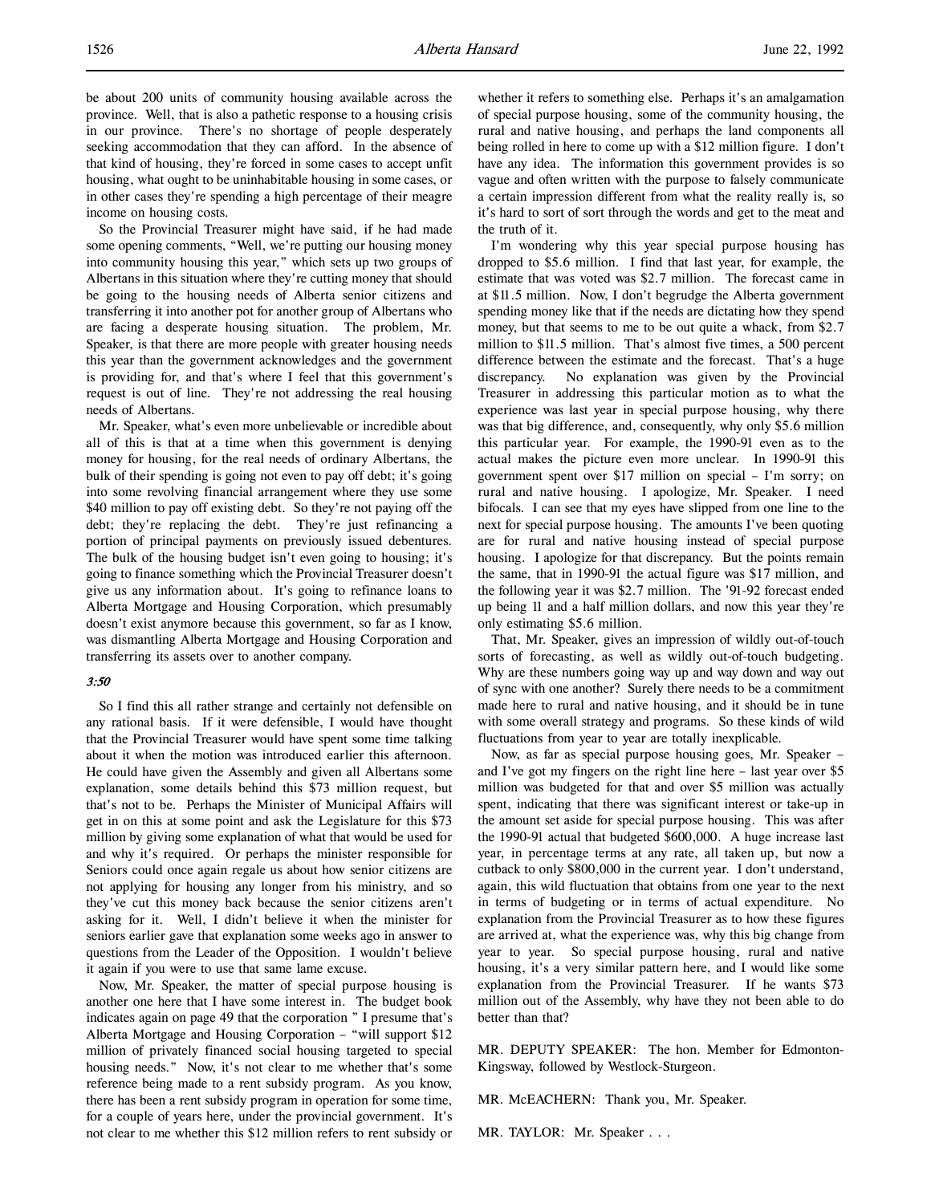be about 200 units of community housing available across the province. Well, that is also a pathetic response to a housing crisis in our province. There's no shortage of people desperately seeking accommodation that they can afford. In the absence of that kind of housing, they're forced in some cases to accept unfit housing, what ought to be uninhabitable housing in some cases, or in other cases they're spending a high percentage of their meagre income on housing costs.

So the Provincial Treasurer might have said, if he had made some opening comments, "Well, we're putting our housing money into community housing this year," which sets up two groups of Albertans in this situation where they're cutting money that should be going to the housing needs of Alberta senior citizens and transferring it into another pot for another group of Albertans who are facing a desperate housing situation. The problem, Mr. Speaker, is that there are more people with greater housing needs this year than the government acknowledges and the government is providing for, and that's where I feel that this government's request is out of line. They're not addressing the real housing needs of Albertans.

Mr. Speaker, what's even more unbelievable or incredible about all of this is that at a time when this government is denying money for housing, for the real needs of ordinary Albertans, the bulk of their spending is going not even to pay off debt; it's going into some revolving financial arrangement where they use some $40 million to pay off existing debt. So they're not paying off the debt; they're replacing the debt. They're just refinancing a portion of principal payments on previously issued debentures. The bulk of the housing budget isn't even going to housing; it's going to finance something which the Provincial Treasurer doesn't give us any information about. It's going to refinance loans to Alberta Mortgage and Housing Corporation, which presumably doesn't exist anymore because this government, so far as I know, was dismantling Alberta Mortgage and Housing Corporation and transferring its assets over to another company.

*3:50*

So I find this all rather strange and certainly not defensible on any rational basis. If it were defensible, I would have thought that the Provincial Treasurer would have spent some time talking about it when the motion was introduced earlier this afternoon. He could have given the Assembly and given all Albertans some explanation, some details behind this $73 million request, but that's not to be. Perhaps the Minister of Municipal Affairs will get in on this at some point and ask the Legislature for this $73 million by giving some explanation of what that would be used for and why it's required. Or perhaps the minister responsible for Seniors could once again regale us about how senior citizens are not applying for housing any longer from his ministry, and so they've cut this money back because the senior citizens aren't asking for it. Well, I didn't believe it when the minister for seniors earlier gave that explanation some weeks ago in answer to questions from the Leader of the Opposition. I wouldn't believe it again if you were to use that same lame excuse.

Now, Mr. Speaker, the matter of special purpose housing is another one here that I have some interest in. The budget book indicates again on page 49 that the corporation " I presume that's Alberta Mortgage and Housing Corporation – "will support $12 million of privately financed social housing targeted to special housing needs." Now, it's not clear to me whether that's some reference being made to a rent subsidy program. As you know, there has been a rent subsidy program in operation for some time, for a couple of years here, under the provincial government. It's not clear to me whether this $12 million refers to rent subsidy or whether it refers to something else. Perhaps it's an amalgamation of special purpose housing, some of the community housing, the rural and native housing, and perhaps the land components all being rolled in here to come up with a $12 million figure. I don't have any idea. The information this government provides is so vague and often written with the purpose to falsely communicate a certain impression different from what the reality really is, so it's hard to sort of sort through the words and get to the meat and the truth of it.

I'm wondering why this year special purpose housing has dropped to $5.6 million. I find that last year, for example, the estimate that was voted was $2.7 million. The forecast came in at $11.5 million. Now, I don't begrudge the Alberta government spending money like that if the needs are dictating how they spend money, but that seems to me to be out quite a whack, from $2.7 million to $11.5 million. That's almost five times, a 500 percent difference between the estimate and the forecast. That's a huge discrepancy. No explanation was given by the Provincial Treasurer in addressing this particular motion as to what the experience was last year in special purpose housing, why there was that big difference, and, consequently, why only $5.6 million this particular year. For example, the 1990-91 even as to the actual makes the picture even more unclear. In 1990-91 this government spent over $17 million on special – I'm sorry; on rural and native housing. I apologize, Mr. Speaker. I need bifocals. I can see that my eyes have slipped from one line to the next for special purpose housing. The amounts I've been quoting are for rural and native housing instead of special purpose housing. I apologize for that discrepancy. But the points remain the same, that in 1990-91 the actual figure was $17 million, and the following year it was $2.7 million. The '91-92 forecast ended up being 11 and a half million dollars, and now this year they're only estimating $5.6 million.

That, Mr. Speaker, gives an impression of wildly out-of-touch sorts of forecasting, as well as wildly out-of-touch budgeting. Why are these numbers going way up and way down and way out of sync with one another? Surely there needs to be a commitment made here to rural and native housing, and it should be in tune with some overall strategy and programs. So these kinds of wild fluctuations from year to year are totally inexplicable.

Now, as far as special purpose housing goes, Mr. Speaker – and I've got my fingers on the right line here – last year over $5 million was budgeted for that and over $5 million was actually spent, indicating that there was significant interest or take-up in the amount set aside for special purpose housing. This was after the 1990-91 actual that budgeted $600,000. A huge increase last year, in percentage terms at any rate, all taken up, but now a cutback to only $800,000 in the current year. I don't understand, again, this wild fluctuation that obtains from one year to the next in terms of budgeting or in terms of actual expenditure. No explanation from the Provincial Treasurer as to how these figures are arrived at, what the experience was, why this big change from year to year. So special purpose housing, rural and native housing, it's a very similar pattern here, and I would like some explanation from the Provincial Treasurer. If he wants $73 million out of the Assembly, why have they not been able to do better than that?

MR. DEPUTY SPEAKER: The hon. Member for Edmonton-Kingsway, followed by Westlock-Sturgeon.

MR. McEACHERN: Thank you, Mr. Speaker.

MR. TAYLOR: Mr. Speaker . . .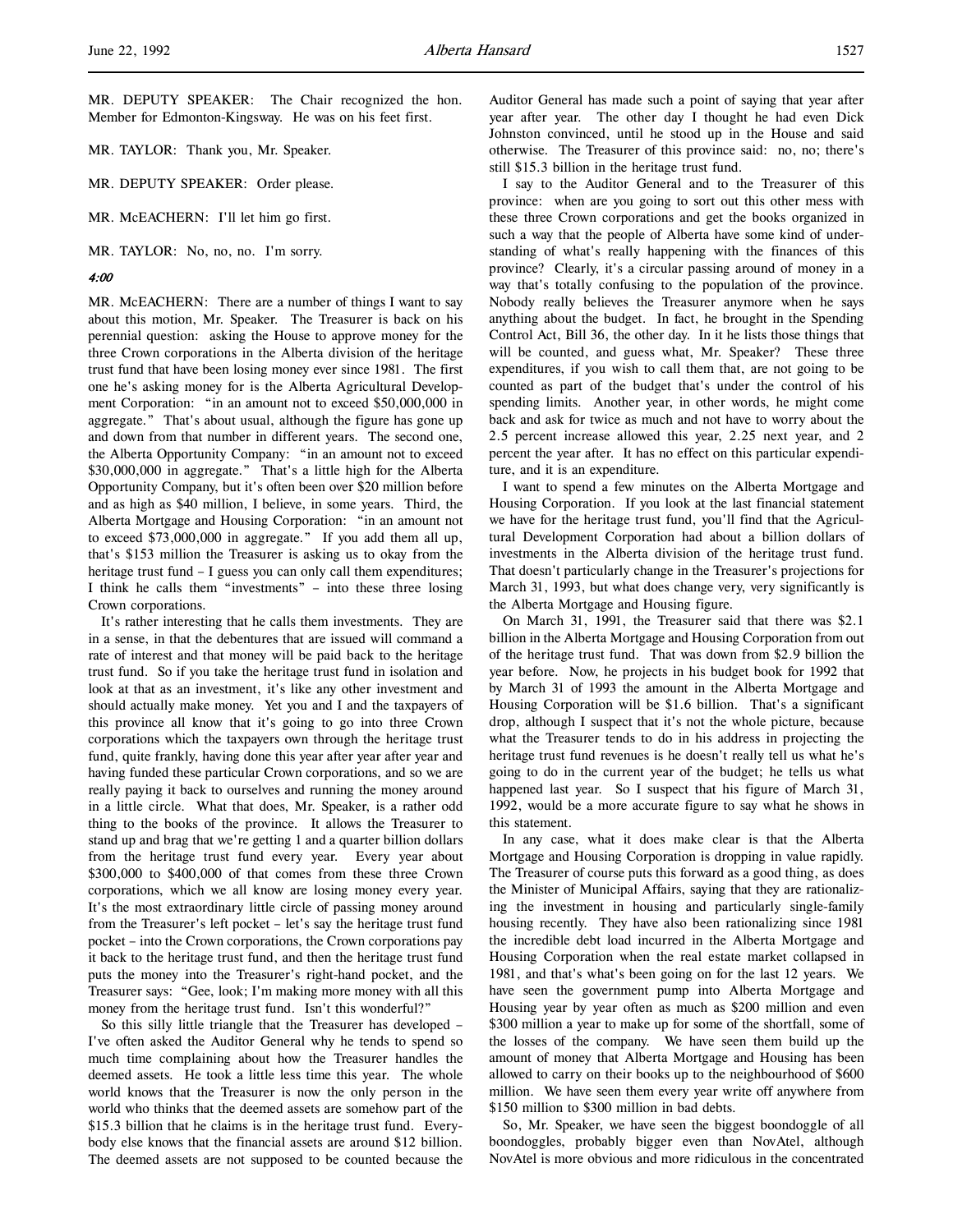MR. DEPUTY SPEAKER: The Chair recognized the hon. Member for Edmonton-Kingsway. He was on his feet first.

MR. TAYLOR: Thank you, Mr. Speaker.

MR. DEPUTY SPEAKER: Order please.

MR. McEACHERN: I'll let him go first.

MR. TAYLOR: No, no, no. I'm sorry.

*4:00*

MR. McEACHERN: There are a number of things I want to say about this motion, Mr. Speaker. The Treasurer is back on his perennial question: asking the House to approve money for the three Crown corporations in the Alberta division of the heritage trust fund that have been losing money ever since 1981. The first one he's asking money for is the Alberta Agricultural Development Corporation: "in an amount not to exceed $50,000,000 in aggregate." That's about usual, although the figure has gone up and down from that number in different years. The second one, the Alberta Opportunity Company: "in an amount not to exceed $30,000,000 in aggregate." That's a little high for the Alberta Opportunity Company, but it's often been over $20 million before and as high as $40 million, I believe, in some years. Third, the Alberta Mortgage and Housing Corporation: "in an amount not to exceed $73,000,000 in aggregate." If you add them all up, that's $153 million the Treasurer is asking us to okay from the heritage trust fund – I guess you can only call them expenditures; I think he calls them "investments" – into these three losing Crown corporations.

It's rather interesting that he calls them investments. They are in a sense, in that the debentures that are issued will command a rate of interest and that money will be paid back to the heritage trust fund. So if you take the heritage trust fund in isolation and look at that as an investment, it's like any other investment and should actually make money. Yet you and I and the taxpayers of this province all know that it's going to go into three Crown corporations which the taxpayers own through the heritage trust fund, quite frankly, having done this year after year after year and having funded these particular Crown corporations, and so we are really paying it back to ourselves and running the money around in a little circle. What that does, Mr. Speaker, is a rather odd thing to the books of the province. It allows the Treasurer to stand up and brag that we're getting 1 and a quarter billion dollars from the heritage trust fund every year. Every year about $300,000 to $400,000 of that comes from these three Crown corporations, which we all know are losing money every year. It's the most extraordinary little circle of passing money around from the Treasurer's left pocket – let's say the heritage trust fund pocket – into the Crown corporations, the Crown corporations pay it back to the heritage trust fund, and then the heritage trust fund puts the money into the Treasurer's right-hand pocket, and the Treasurer says: "Gee, look; I'm making more money with all this money from the heritage trust fund. Isn't this wonderful?"

So this silly little triangle that the Treasurer has developed – I've often asked the Auditor General why he tends to spend so much time complaining about how the Treasurer handles the deemed assets. He took a little less time this year. The whole world knows that the Treasurer is now the only person in the world who thinks that the deemed assets are somehow part of the $15.3 billion that he claims is in the heritage trust fund. Everybody else knows that the financial assets are around $12 billion. The deemed assets are not supposed to be counted because the Auditor General has made such a point of saying that year after year after year. The other day I thought he had even Dick Johnston convinced, until he stood up in the House and said otherwise. The Treasurer of this province said: no, no; there's still $15.3 billion in the heritage trust fund.

I say to the Auditor General and to the Treasurer of this province: when are you going to sort out this other mess with these three Crown corporations and get the books organized in such a way that the people of Alberta have some kind of understanding of what's really happening with the finances of this province? Clearly, it's a circular passing around of money in a way that's totally confusing to the population of the province. Nobody really believes the Treasurer anymore when he says anything about the budget. In fact, he brought in the Spending Control Act, Bill 36, the other day. In it he lists those things that will be counted, and guess what, Mr. Speaker? These three expenditures, if you wish to call them that, are not going to be counted as part of the budget that's under the control of his spending limits. Another year, in other words, he might come back and ask for twice as much and not have to worry about the 2.5 percent increase allowed this year, 2.25 next year, and 2 percent the year after. It has no effect on this particular expenditure, and it is an expenditure.

I want to spend a few minutes on the Alberta Mortgage and Housing Corporation. If you look at the last financial statement we have for the heritage trust fund, you'll find that the Agricultural Development Corporation had about a billion dollars of investments in the Alberta division of the heritage trust fund. That doesn't particularly change in the Treasurer's projections for March 31, 1993, but what does change very, very significantly is the Alberta Mortgage and Housing figure.

On March 31, 1991, the Treasurer said that there was $2.1 billion in the Alberta Mortgage and Housing Corporation from out of the heritage trust fund. That was down from $2.9 billion the year before. Now, he projects in his budget book for 1992 that by March 31 of 1993 the amount in the Alberta Mortgage and Housing Corporation will be $1.6 billion. That's a significant drop, although I suspect that it's not the whole picture, because what the Treasurer tends to do in his address in projecting the heritage trust fund revenues is he doesn't really tell us what he's going to do in the current year of the budget; he tells us what happened last year. So I suspect that his figure of March 31, 1992, would be a more accurate figure to say what he shows in this statement.

In any case, what it does make clear is that the Alberta Mortgage and Housing Corporation is dropping in value rapidly. The Treasurer of course puts this forward as a good thing, as does the Minister of Municipal Affairs, saying that they are rationalizing the investment in housing and particularly single-family housing recently. They have also been rationalizing since 1981 the incredible debt load incurred in the Alberta Mortgage and Housing Corporation when the real estate market collapsed in 1981, and that's what's been going on for the last 12 years. We have seen the government pump into Alberta Mortgage and Housing year by year often as much as $200 million and even $300 million a year to make up for some of the shortfall, some of the losses of the company. We have seen them build up the amount of money that Alberta Mortgage and Housing has been allowed to carry on their books up to the neighbourhood of $600 million. We have seen them every year write off anywhere from $150 million to $300 million in bad debts.

So, Mr. Speaker, we have seen the biggest boondoggle of all boondoggles, probably bigger even than NovAtel, although NovAtel is more obvious and more ridiculous in the concentrated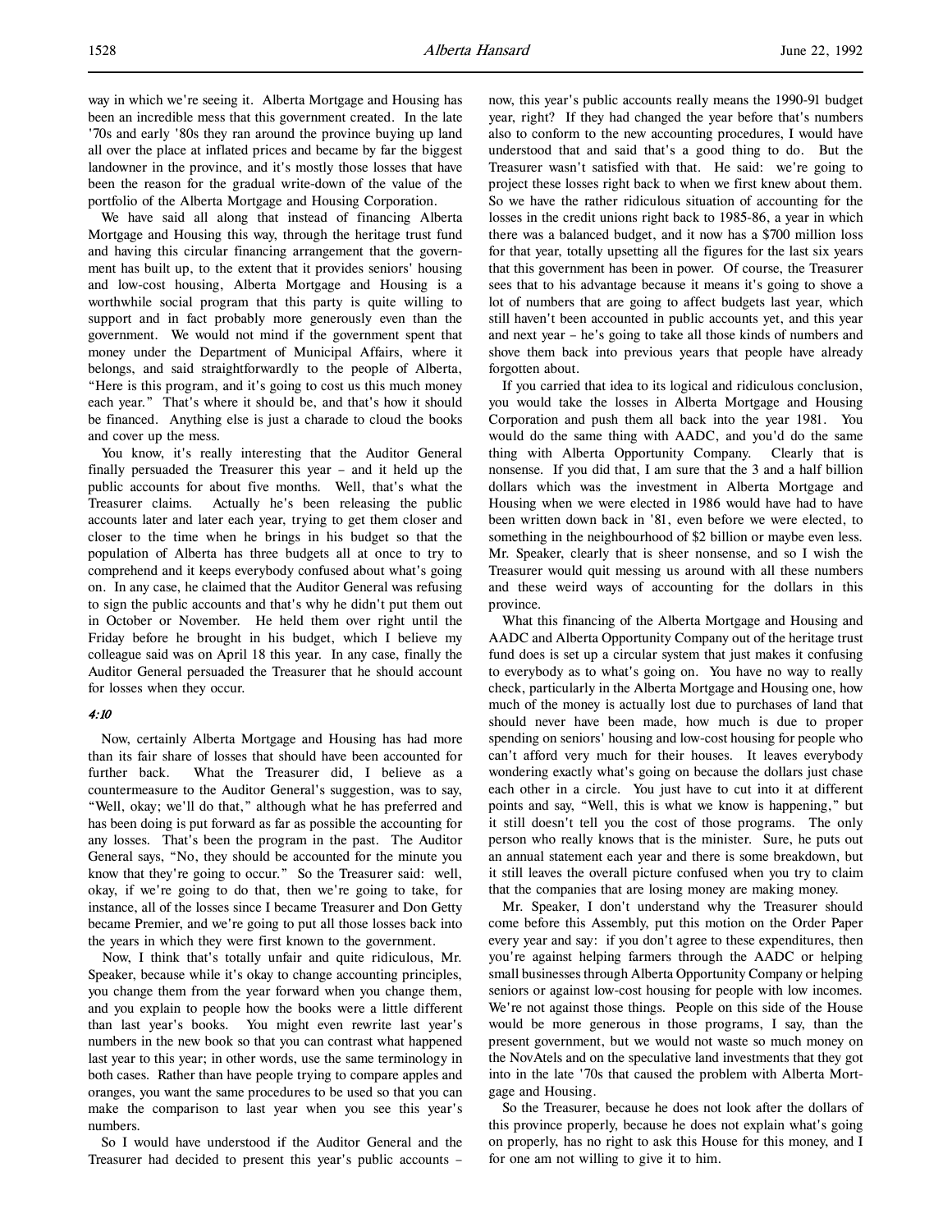way in which we're seeing it. Alberta Mortgage and Housing has been an incredible mess that this government created. In the late '70s and early '80s they ran around the province buying up land all over the place at inflated prices and became by far the biggest landowner in the province, and it's mostly those losses that have been the reason for the gradual write-down of the value of the portfolio of the Alberta Mortgage and Housing Corporation.

We have said all along that instead of financing Alberta Mortgage and Housing this way, through the heritage trust fund and having this circular financing arrangement that the government has built up, to the extent that it provides seniors' housing and low-cost housing, Alberta Mortgage and Housing is a worthwhile social program that this party is quite willing to support and in fact probably more generously even than the government. We would not mind if the government spent that money under the Department of Municipal Affairs, where it belongs, and said straightforwardly to the people of Alberta, "Here is this program, and it's going to cost us this much money each year." That's where it should be, and that's how it should be financed. Anything else is just a charade to cloud the books and cover up the mess.

You know, it's really interesting that the Auditor General finally persuaded the Treasurer this year – and it held up the public accounts for about five months. Well, that's what the Treasurer claims. Actually he's been releasing the public accounts later and later each year, trying to get them closer and closer to the time when he brings in his budget so that the population of Alberta has three budgets all at once to try to comprehend and it keeps everybody confused about what's going on. In any case, he claimed that the Auditor General was refusing to sign the public accounts and that's why he didn't put them out in October or November. He held them over right until the Friday before he brought in his budget, which I believe my colleague said was on April 18 this year. In any case, finally the Auditor General persuaded the Treasurer that he should account for losses when they occur.

*4:10*

Now, certainly Alberta Mortgage and Housing has had more than its fair share of losses that should have been accounted for further back. What the Treasurer did, I believe as a countermeasure to the Auditor General's suggestion, was to say, "Well, okay; we'll do that," although what he has preferred and has been doing is put forward as far as possible the accounting for any losses. That's been the program in the past. The Auditor General says, "No, they should be accounted for the minute you know that they're going to occur." So the Treasurer said: well, okay, if we're going to do that, then we're going to take, for instance, all of the losses since I became Treasurer and Don Getty became Premier, and we're going to put all those losses back into the years in which they were first known to the government.

Now, I think that's totally unfair and quite ridiculous, Mr. Speaker, because while it's okay to change accounting principles, you change them from the year forward when you change them, and you explain to people how the books were a little different than last year's books. You might even rewrite last year's numbers in the new book so that you can contrast what happened last year to this year; in other words, use the same terminology in both cases. Rather than have people trying to compare apples and oranges, you want the same procedures to be used so that you can make the comparison to last year when you see this year's numbers.

So I would have understood if the Auditor General and the Treasurer had decided to present this year's public accounts – now, this year's public accounts really means the 1990-91 budget year, right? If they had changed the year before that's numbers also to conform to the new accounting procedures, I would have understood that and said that's a good thing to do. But the Treasurer wasn't satisfied with that. He said: we're going to project these losses right back to when we first knew about them. So we have the rather ridiculous situation of accounting for the losses in the credit unions right back to 1985-86, a year in which there was a balanced budget, and it now has a $700 million loss for that year, totally upsetting all the figures for the last six years that this government has been in power. Of course, the Treasurer sees that to his advantage because it means it's going to shove a lot of numbers that are going to affect budgets last year, which still haven't been accounted in public accounts yet, and this year and next year – he's going to take all those kinds of numbers and shove them back into previous years that people have already forgotten about.

If you carried that idea to its logical and ridiculous conclusion, you would take the losses in Alberta Mortgage and Housing Corporation and push them all back into the year 1981. You would do the same thing with AADC, and you'd do the same thing with Alberta Opportunity Company. Clearly that is nonsense. If you did that, I am sure that the 3 and a half billion dollars which was the investment in Alberta Mortgage and Housing when we were elected in 1986 would have had to have been written down back in '81, even before we were elected, to something in the neighbourhood of $2 billion or maybe even less. Mr. Speaker, clearly that is sheer nonsense, and so I wish the Treasurer would quit messing us around with all these numbers and these weird ways of accounting for the dollars in this province.

What this financing of the Alberta Mortgage and Housing and AADC and Alberta Opportunity Company out of the heritage trust fund does is set up a circular system that just makes it confusing to everybody as to what's going on. You have no way to really check, particularly in the Alberta Mortgage and Housing one, how much of the money is actually lost due to purchases of land that should never have been made, how much is due to proper spending on seniors' housing and low-cost housing for people who can't afford very much for their houses. It leaves everybody wondering exactly what's going on because the dollars just chase each other in a circle. You just have to cut into it at different points and say, "Well, this is what we know is happening," but it still doesn't tell you the cost of those programs. The only person who really knows that is the minister. Sure, he puts out an annual statement each year and there is some breakdown, but it still leaves the overall picture confused when you try to claim that the companies that are losing money are making money.

Mr. Speaker, I don't understand why the Treasurer should come before this Assembly, put this motion on the Order Paper every year and say: if you don't agree to these expenditures, then you're against helping farmers through the AADC or helping small businesses through Alberta Opportunity Company or helping seniors or against low-cost housing for people with low incomes. We're not against those things. People on this side of the House would be more generous in those programs, I say, than the present government, but we would not waste so much money on the NovAtels and on the speculative land investments that they got into in the late '70s that caused the problem with Alberta Mortgage and Housing.

So the Treasurer, because he does not look after the dollars of this province properly, because he does not explain what's going on properly, has no right to ask this House for this money, and I for one am not willing to give it to him.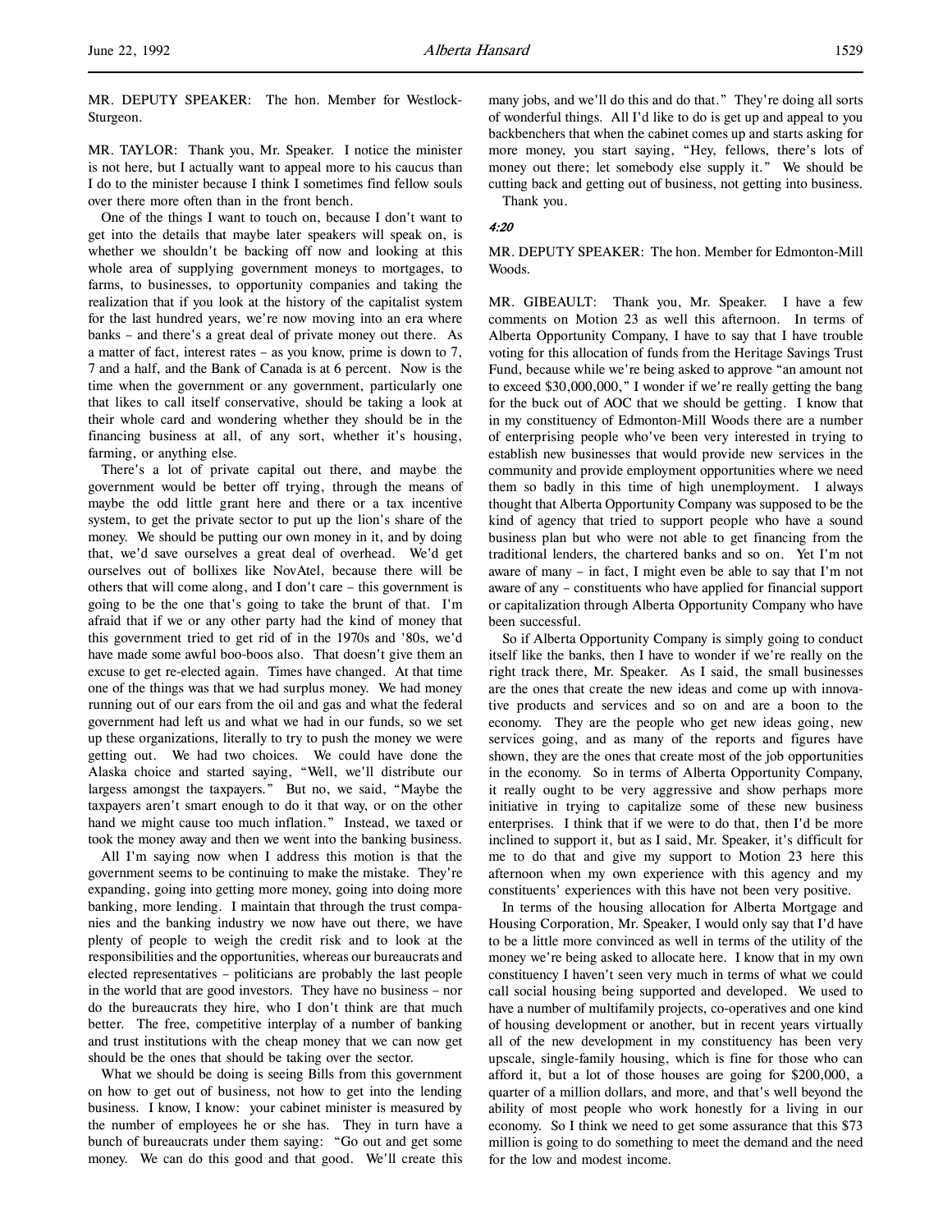MR. DEPUTY SPEAKER: The hon. Member for Westlock-Sturgeon.

MR. TAYLOR: Thank you, Mr. Speaker. I notice the minister is not here, but I actually want to appeal more to his caucus than I do to the minister because I think I sometimes find fellow souls over there more often than in the front bench.

One of the things I want to touch on, because I don't want to get into the details that maybe later speakers will speak on, is whether we shouldn't be backing off now and looking at this whole area of supplying government moneys to mortgages, to farms, to businesses, to opportunity companies and taking the realization that if you look at the history of the capitalist system for the last hundred years, we're now moving into an era where banks – and there's a great deal of private money out there. As a matter of fact, interest rates – as you know, prime is down to 7, 7 and a half, and the Bank of Canada is at 6 percent. Now is the time when the government or any government, particularly one that likes to call itself conservative, should be taking a look at their whole card and wondering whether they should be in the financing business at all, of any sort, whether it's housing, farming, or anything else.

There's a lot of private capital out there, and maybe the government would be better off trying, through the means of maybe the odd little grant here and there or a tax incentive system, to get the private sector to put up the lion's share of the money. We should be putting our own money in it, and by doing that, we'd save ourselves a great deal of overhead. We'd get ourselves out of bollixes like NovAtel, because there will be others that will come along, and I don't care – this government is going to be the one that's going to take the brunt of that. I'm afraid that if we or any other party had the kind of money that this government tried to get rid of in the 1970s and '80s, we'd have made some awful boo-boos also. That doesn't give them an excuse to get re-elected again. Times have changed. At that time one of the things was that we had surplus money. We had money running out of our ears from the oil and gas and what the federal government had left us and what we had in our funds, so we set up these organizations, literally to try to push the money we were getting out. We had two choices. We could have done the Alaska choice and started saying, "Well, we'll distribute our largess amongst the taxpayers." But no, we said, "Maybe the taxpayers aren't smart enough to do it that way, or on the other hand we might cause too much inflation." Instead, we taxed or took the money away and then we went into the banking business.

All I'm saying now when I address this motion is that the government seems to be continuing to make the mistake. They're expanding, going into getting more money, going into doing more banking, more lending. I maintain that through the trust companies and the banking industry we now have out there, we have plenty of people to weigh the credit risk and to look at the responsibilities and the opportunities, whereas our bureaucrats and elected representatives – politicians are probably the last people in the world that are good investors. They have no business – nor do the bureaucrats they hire, who I don't think are that much better. The free, competitive interplay of a number of banking and trust institutions with the cheap money that we can now get should be the ones that should be taking over the sector.

What we should be doing is seeing Bills from this government on how to get out of business, not how to get into the lending business. I know, I know: your cabinet minister is measured by the number of employees he or she has. They in turn have a bunch of bureaucrats under them saying: "Go out and get some money. We can do this good and that good. We'll create this many jobs, and we'll do this and do that." They're doing all sorts of wonderful things. All I'd like to do is get up and appeal to you backbenchers that when the cabinet comes up and starts asking for more money, you start saying, "Hey, fellows, there's lots of money out there; let somebody else supply it." We should be cutting back and getting out of business, not getting into business.

Thank you.

*4:20*

MR. DEPUTY SPEAKER: The hon. Member for Edmonton-Mill Woods.

MR. GIBEAULT: Thank you, Mr. Speaker. I have a few comments on Motion 23 as well this afternoon. In terms of Alberta Opportunity Company, I have to say that I have trouble voting for this allocation of funds from the Heritage Savings Trust Fund, because while we're being asked to approve "an amount not to exceed $30,000,000," I wonder if we're really getting the bang for the buck out of AOC that we should be getting. I know that in my constituency of Edmonton-Mill Woods there are a number of enterprising people who've been very interested in trying to establish new businesses that would provide new services in the community and provide employment opportunities where we need them so badly in this time of high unemployment. I always thought that Alberta Opportunity Company was supposed to be the kind of agency that tried to support people who have a sound business plan but who were not able to get financing from the traditional lenders, the chartered banks and so on. Yet I'm not aware of many – in fact, I might even be able to say that I'm not aware of any – constituents who have applied for financial support or capitalization through Alberta Opportunity Company who have been successful.

So if Alberta Opportunity Company is simply going to conduct itself like the banks, then I have to wonder if we're really on the right track there, Mr. Speaker. As I said, the small businesses are the ones that create the new ideas and come up with innovative products and services and so on and are a boon to the economy. They are the people who get new ideas going, new services going, and as many of the reports and figures have shown, they are the ones that create most of the job opportunities in the economy. So in terms of Alberta Opportunity Company, it really ought to be very aggressive and show perhaps more initiative in trying to capitalize some of these new business enterprises. I think that if we were to do that, then I'd be more inclined to support it, but as I said, Mr. Speaker, it's difficult for me to do that and give my support to Motion 23 here this afternoon when my own experience with this agency and my constituents' experiences with this have not been very positive.

In terms of the housing allocation for Alberta Mortgage and Housing Corporation, Mr. Speaker, I would only say that I'd have to be a little more convinced as well in terms of the utility of the money we're being asked to allocate here. I know that in my own constituency I haven't seen very much in terms of what we could call social housing being supported and developed. We used to have a number of multifamily projects, co-operatives and one kind of housing development or another, but in recent years virtually all of the new development in my constituency has been very upscale, single-family housing, which is fine for those who can afford it, but a lot of those houses are going for $200,000, a quarter of a million dollars, and more, and that's well beyond the ability of most people who work honestly for a living in our economy. So I think we need to get some assurance that this $73 million is going to do something to meet the demand and the need for the low and modest income.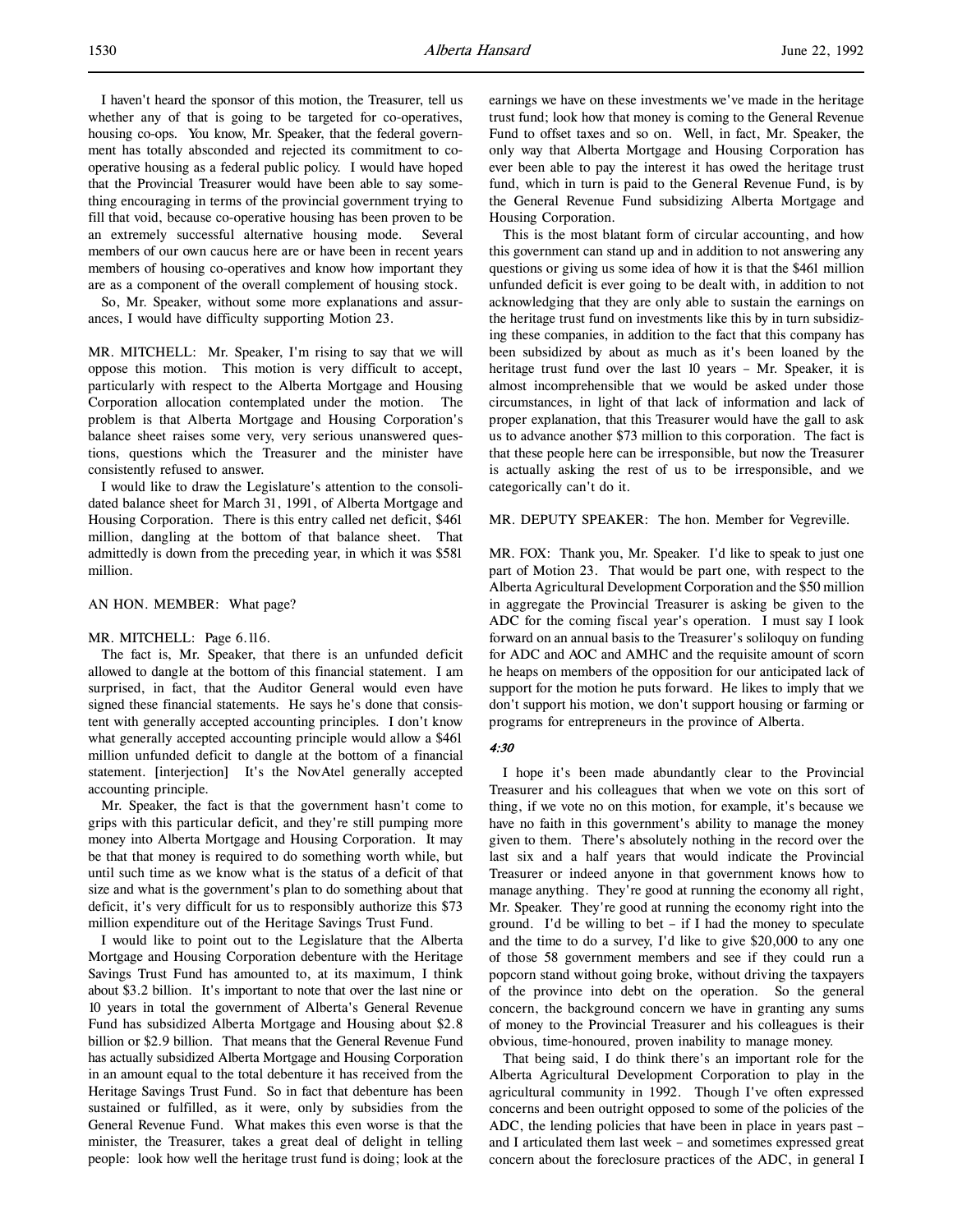I haven't heard the sponsor of this motion, the Treasurer, tell us whether any of that is going to be targeted for co-operatives, housing co-ops. You know, Mr. Speaker, that the federal government has totally absconded and rejected its commitment to co-operative housing as a federal public policy. I would have hoped that the Provincial Treasurer would have been able to say something encouraging in terms of the provincial government trying to fill that void, because co-operative housing has been proven to be an extremely successful alternative housing mode. Several members of our own caucus here are or have been in recent years members of housing co-operatives and know how important they are as a component of the overall complement of housing stock.

So, Mr. Speaker, without some more explanations and assurances, I would have difficulty supporting Motion 23.

MR. MITCHELL: Mr. Speaker, I'm rising to say that we will oppose this motion. This motion is very difficult to accept, particularly with respect to the Alberta Mortgage and Housing Corporation allocation contemplated under the motion. The problem is that Alberta Mortgage and Housing Corporation's balance sheet raises some very, very serious unanswered questions, questions which the Treasurer and the minister have consistently refused to answer.

I would like to draw the Legislature's attention to the consolidated balance sheet for March 31, 1991, of Alberta Mortgage and Housing Corporation. There is this entry called net deficit, $461 million, dangling at the bottom of that balance sheet. That admittedly is down from the preceding year, in which it was $581 million.

AN HON. MEMBER: What page?

MR. MITCHELL: Page 6.116.

The fact is, Mr. Speaker, that there is an unfunded deficit allowed to dangle at the bottom of this financial statement. I am surprised, in fact, that the Auditor General would even have signed these financial statements. He says he's done that consistent with generally accepted accounting principles. I don't know what generally accepted accounting principle would allow a $461 million unfunded deficit to dangle at the bottom of a financial statement. [interjection] It's the NovAtel generally accepted accounting principle.

Mr. Speaker, the fact is that the government hasn't come to grips with this particular deficit, and they're still pumping more money into Alberta Mortgage and Housing Corporation. It may be that that money is required to do something worth while, but until such time as we know what is the status of a deficit of that size and what is the government's plan to do something about that deficit, it's very difficult for us to responsibly authorize this $73 million expenditure out of the Heritage Savings Trust Fund.

I would like to point out to the Legislature that the Alberta Mortgage and Housing Corporation debenture with the Heritage Savings Trust Fund has amounted to, at its maximum, I think about $3.2 billion. It's important to note that over the last nine or 10 years in total the government of Alberta's General Revenue Fund has subsidized Alberta Mortgage and Housing about $2.8 billion or $2.9 billion. That means that the General Revenue Fund has actually subsidized Alberta Mortgage and Housing Corporation in an amount equal to the total debenture it has received from the Heritage Savings Trust Fund. So in fact that debenture has been sustained or fulfilled, as it were, only by subsidies from the General Revenue Fund. What makes this even worse is that the minister, the Treasurer, takes a great deal of delight in telling people: look how well the heritage trust fund is doing; look at the earnings we have on these investments we've made in the heritage trust fund; look how that money is coming to the General Revenue Fund to offset taxes and so on. Well, in fact, Mr. Speaker, the only way that Alberta Mortgage and Housing Corporation has ever been able to pay the interest it has owed the heritage trust fund, which in turn is paid to the General Revenue Fund, is by the General Revenue Fund subsidizing Alberta Mortgage and Housing Corporation.

This is the most blatant form of circular accounting, and how this government can stand up and in addition to not answering any questions or giving us some idea of how it is that the $461 million unfunded deficit is ever going to be dealt with, in addition to not acknowledging that they are only able to sustain the earnings on the heritage trust fund on investments like this by in turn subsidizing these companies, in addition to the fact that this company has been subsidized by about as much as it's been loaned by the heritage trust fund over the last 10 years – Mr. Speaker, it is almost incomprehensible that we would be asked under those circumstances, in light of that lack of information and lack of proper explanation, that this Treasurer would have the gall to ask us to advance another $73 million to this corporation. The fact is that these people here can be irresponsible, but now the Treasurer is actually asking the rest of us to be irresponsible, and we categorically can't do it.

MR. DEPUTY SPEAKER: The hon. Member for Vegreville.

MR. FOX: Thank you, Mr. Speaker. I'd like to speak to just one part of Motion 23. That would be part one, with respect to the Alberta Agricultural Development Corporation and the $50 million in aggregate the Provincial Treasurer is asking be given to the ADC for the coming fiscal year's operation. I must say I look forward on an annual basis to the Treasurer's soliloquy on funding for ADC and AOC and AMHC and the requisite amount of scorn he heaps on members of the opposition for our anticipated lack of support for the motion he puts forward. He likes to imply that we don't support his motion, we don't support housing or farming or programs for entrepreneurs in the province of Alberta.

*4:30*

I hope it's been made abundantly clear to the Provincial Treasurer and his colleagues that when we vote on this sort of thing, if we vote no on this motion, for example, it's because we have no faith in this government's ability to manage the money given to them. There's absolutely nothing in the record over the last six and a half years that would indicate the Provincial Treasurer or indeed anyone in that government knows how to manage anything. They're good at running the economy all right, Mr. Speaker. They're good at running the economy right into the ground. I'd be willing to bet – if I had the money to speculate and the time to do a survey, I'd like to give $20,000 to any one of those 58 government members and see if they could run a popcorn stand without going broke, without driving the taxpayers of the province into debt on the operation. So the general concern, the background concern we have in granting any sums of money to the Provincial Treasurer and his colleagues is their obvious, time-honoured, proven inability to manage money.

That being said, I do think there's an important role for the Alberta Agricultural Development Corporation to play in the agricultural community in 1992. Though I've often expressed concerns and been outright opposed to some of the policies of the ADC, the lending policies that have been in place in years past – and I articulated them last week – and sometimes expressed great concern about the foreclosure practices of the ADC, in general I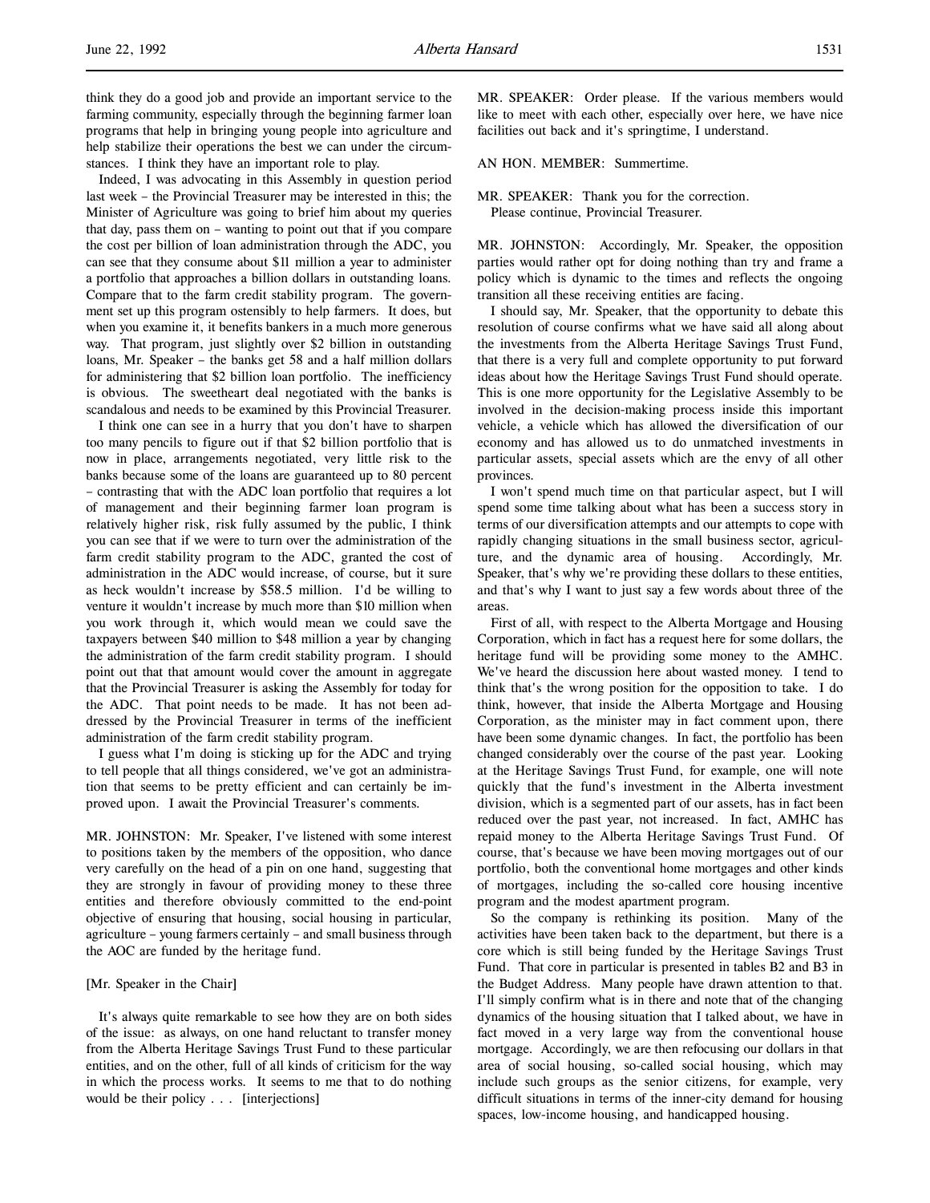think they do a good job and provide an important service to the farming community, especially through the beginning farmer loan programs that help in bringing young people into agriculture and help stabilize their operations the best we can under the circumstances. I think they have an important role to play.

Indeed, I was advocating in this Assembly in question period last week – the Provincial Treasurer may be interested in this; the Minister of Agriculture was going to brief him about my queries that day, pass them on – wanting to point out that if you compare the cost per billion of loan administration through the ADC, you can see that they consume about $11 million a year to administer a portfolio that approaches a billion dollars in outstanding loans. Compare that to the farm credit stability program. The government set up this program ostensibly to help farmers. It does, but when you examine it, it benefits bankers in a much more generous way. That program, just slightly over $2 billion in outstanding loans, Mr. Speaker – the banks get 58 and a half million dollars for administering that $2 billion loan portfolio. The inefficiency is obvious. The sweetheart deal negotiated with the banks is scandalous and needs to be examined by this Provincial Treasurer.

I think one can see in a hurry that you don't have to sharpen too many pencils to figure out if that $2 billion portfolio that is now in place, arrangements negotiated, very little risk to the banks because some of the loans are guaranteed up to 80 percent – contrasting that with the ADC loan portfolio that requires a lot of management and their beginning farmer loan program is relatively higher risk, risk fully assumed by the public, I think you can see that if we were to turn over the administration of the farm credit stability program to the ADC, granted the cost of administration in the ADC would increase, of course, but it sure as heck wouldn't increase by $58.5 million. I'd be willing to venture it wouldn't increase by much more than $10 million when you work through it, which would mean we could save the taxpayers between $40 million to $48 million a year by changing the administration of the farm credit stability program. I should point out that that amount would cover the amount in aggregate that the Provincial Treasurer is asking the Assembly for today for the ADC. That point needs to be made. It has not been addressed by the Provincial Treasurer in terms of the inefficient administration of the farm credit stability program.

I guess what I'm doing is sticking up for the ADC and trying to tell people that all things considered, we've got an administration that seems to be pretty efficient and can certainly be improved upon. I await the Provincial Treasurer's comments.

MR. JOHNSTON: Mr. Speaker, I've listened with some interest to positions taken by the members of the opposition, who dance very carefully on the head of a pin on one hand, suggesting that they are strongly in favour of providing money to these three entities and therefore obviously committed to the end-point objective of ensuring that housing, social housing in particular, agriculture – young farmers certainly – and small business through the AOC are funded by the heritage fund.

[Mr. Speaker in the Chair]

It's always quite remarkable to see how they are on both sides of the issue: as always, on one hand reluctant to transfer money from the Alberta Heritage Savings Trust Fund to these particular entities, and on the other, full of all kinds of criticism for the way in which the process works. It seems to me that to do nothing would be their policy . . . [interjections]

MR. SPEAKER: Order please. If the various members would like to meet with each other, especially over here, we have nice facilities out back and it's springtime, I understand.

AN HON. MEMBER: Summertime.

MR. SPEAKER: Thank you for the correction.
Please continue, Provincial Treasurer.

MR. JOHNSTON: Accordingly, Mr. Speaker, the opposition parties would rather opt for doing nothing than try and frame a policy which is dynamic to the times and reflects the ongoing transition all these receiving entities are facing.

I should say, Mr. Speaker, that the opportunity to debate this resolution of course confirms what we have said all along about the investments from the Alberta Heritage Savings Trust Fund, that there is a very full and complete opportunity to put forward ideas about how the Heritage Savings Trust Fund should operate. This is one more opportunity for the Legislative Assembly to be involved in the decision-making process inside this important vehicle, a vehicle which has allowed the diversification of our economy and has allowed us to do unmatched investments in particular assets, special assets which are the envy of all other provinces.

I won't spend much time on that particular aspect, but I will spend some time talking about what has been a success story in terms of our diversification attempts and our attempts to cope with rapidly changing situations in the small business sector, agriculture, and the dynamic area of housing. Accordingly, Mr. Speaker, that's why we're providing these dollars to these entities, and that's why I want to just say a few words about three of the areas.

First of all, with respect to the Alberta Mortgage and Housing Corporation, which in fact has a request here for some dollars, the heritage fund will be providing some money to the AMHC. We've heard the discussion here about wasted money. I tend to think that's the wrong position for the opposition to take. I do think, however, that inside the Alberta Mortgage and Housing Corporation, as the minister may in fact comment upon, there have been some dynamic changes. In fact, the portfolio has been changed considerably over the course of the past year. Looking at the Heritage Savings Trust Fund, for example, one will note quickly that the fund's investment in the Alberta investment division, which is a segmented part of our assets, has in fact been reduced over the past year, not increased. In fact, AMHC has repaid money to the Alberta Heritage Savings Trust Fund. Of course, that's because we have been moving mortgages out of our portfolio, both the conventional home mortgages and other kinds of mortgages, including the so-called core housing incentive program and the modest apartment program.

So the company is rethinking its position. Many of the activities have been taken back to the department, but there is a core which is still being funded by the Heritage Savings Trust Fund. That core in particular is presented in tables B2 and B3 in the Budget Address. Many people have drawn attention to that. I'll simply confirm what is in there and note that of the changing dynamics of the housing situation that I talked about, we have in fact moved in a very large way from the conventional house mortgage. Accordingly, we are then refocusing our dollars in that area of social housing, so-called social housing, which may include such groups as the senior citizens, for example, very difficult situations in terms of the inner-city demand for housing spaces, low-income housing, and handicapped housing.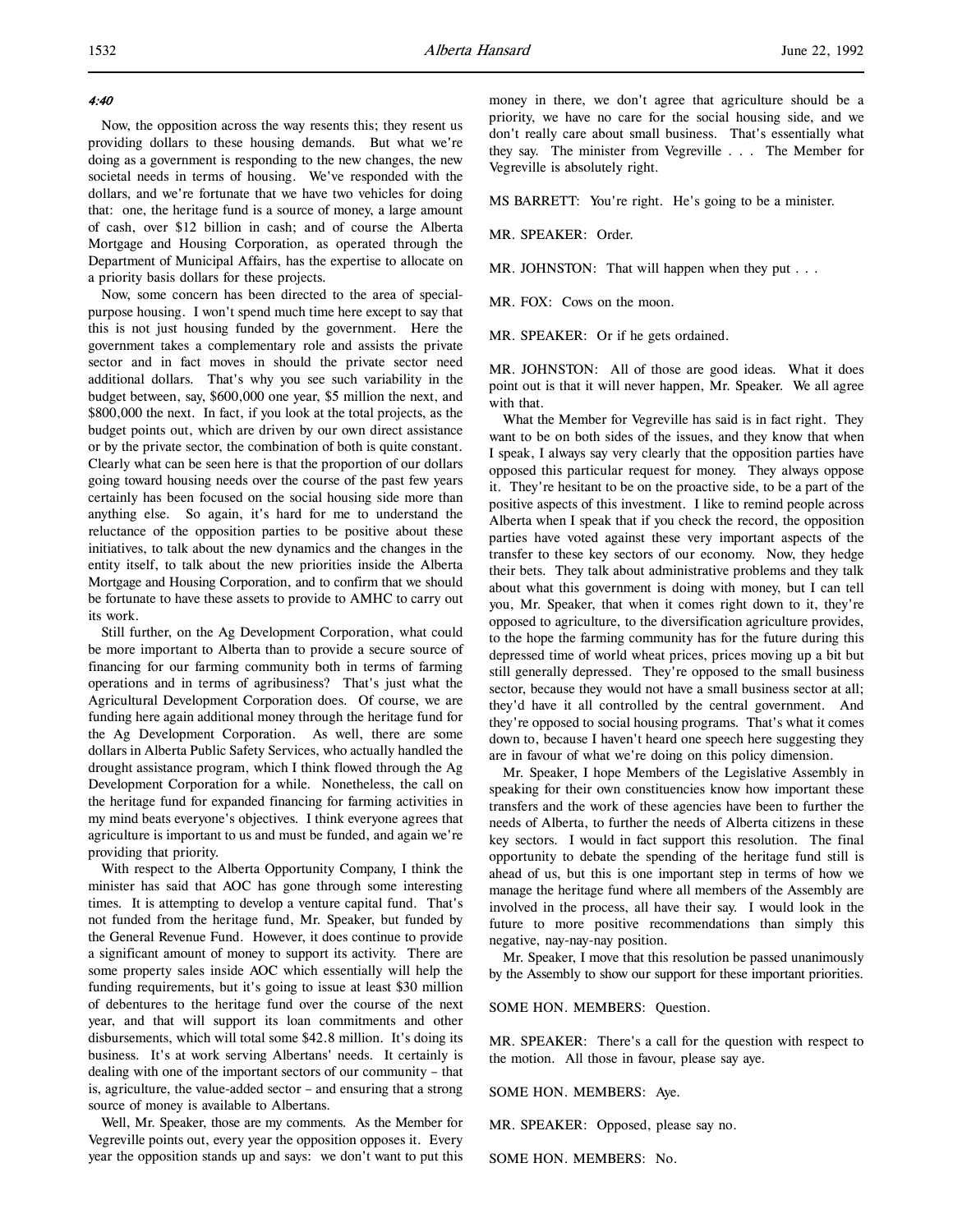*4:40*

Now, the opposition across the way resents this; they resent us providing dollars to these housing demands. But what we're doing as a government is responding to the new changes, the new societal needs in terms of housing. We've responded with the dollars, and we're fortunate that we have two vehicles for doing that: one, the heritage fund is a source of money, a large amount of cash, over $12 billion in cash; and of course the Alberta Mortgage and Housing Corporation, as operated through the Department of Municipal Affairs, has the expertise to allocate on a priority basis dollars for these projects.

Now, some concern has been directed to the area of special-purpose housing. I won't spend much time here except to say that this is not just housing funded by the government. Here the government takes a complementary role and assists the private sector and in fact moves in should the private sector need additional dollars. That's why you see such variability in the budget between, say, $600,000 one year, $5 million the next, and $800,000 the next. In fact, if you look at the total projects, as the budget points out, which are driven by our own direct assistance or by the private sector, the combination of both is quite constant. Clearly what can be seen here is that the proportion of our dollars going toward housing needs over the course of the past few years certainly has been focused on the social housing side more than anything else. So again, it's hard for me to understand the reluctance of the opposition parties to be positive about these initiatives, to talk about the new dynamics and the changes in the entity itself, to talk about the new priorities inside the Alberta Mortgage and Housing Corporation, and to confirm that we should be fortunate to have these assets to provide to AMHC to carry out its work.

Still further, on the Ag Development Corporation, what could be more important to Alberta than to provide a secure source of financing for our farming community both in terms of farming operations and in terms of agribusiness? That's just what the Agricultural Development Corporation does. Of course, we are funding here again additional money through the heritage fund for the Ag Development Corporation. As well, there are some dollars in Alberta Public Safety Services, who actually handled the drought assistance program, which I think flowed through the Ag Development Corporation for a while. Nonetheless, the call on the heritage fund for expanded financing for farming activities in my mind beats everyone's objectives. I think everyone agrees that agriculture is important to us and must be funded, and again we're providing that priority.

With respect to the Alberta Opportunity Company, I think the minister has said that AOC has gone through some interesting times. It is attempting to develop a venture capital fund. That's not funded from the heritage fund, Mr. Speaker, but funded by the General Revenue Fund. However, it does continue to provide a significant amount of money to support its activity. There are some property sales inside AOC which essentially will help the funding requirements, but it's going to issue at least $30 million of debentures to the heritage fund over the course of the next year, and that will support its loan commitments and other disbursements, which will total some $42.8 million. It's doing its business. It's at work serving Albertans' needs. It certainly is dealing with one of the important sectors of our community – that is, agriculture, the value-added sector – and ensuring that a strong source of money is available to Albertans.

Well, Mr. Speaker, those are my comments. As the Member for Vegreville points out, every year the opposition opposes it. Every year the opposition stands up and says: we don't want to put this money in there, we don't agree that agriculture should be a priority, we have no care for the social housing side, and we don't really care about small business. That's essentially what they say. The minister from Vegreville . . . The Member for Vegreville is absolutely right.

MS BARRETT: You're right. He's going to be a minister.

MR. SPEAKER: Order.

MR. JOHNSTON: That will happen when they put . . .

MR. FOX: Cows on the moon.

MR. SPEAKER: Or if he gets ordained.

MR. JOHNSTON: All of those are good ideas. What it does point out is that it will never happen, Mr. Speaker. We all agree with that.

What the Member for Vegreville has said is in fact right. They want to be on both sides of the issues, and they know that when I speak, I always say very clearly that the opposition parties have opposed this particular request for money. They always oppose it. They're hesitant to be on the proactive side, to be a part of the positive aspects of this investment. I like to remind people across Alberta when I speak that if you check the record, the opposition parties have voted against these very important aspects of the transfer to these key sectors of our economy. Now, they hedge their bets. They talk about administrative problems and they talk about what this government is doing with money, but I can tell you, Mr. Speaker, that when it comes right down to it, they're opposed to agriculture, to the diversification agriculture provides, to the hope the farming community has for the future during this depressed time of world wheat prices, prices moving up a bit but still generally depressed. They're opposed to the small business sector, because they would not have a small business sector at all; they'd have it all controlled by the central government. And they're opposed to social housing programs. That's what it comes down to, because I haven't heard one speech here suggesting they are in favour of what we're doing on this policy dimension.

Mr. Speaker, I hope Members of the Legislative Assembly in speaking for their own constituencies know how important these transfers and the work of these agencies have been to further the needs of Alberta, to further the needs of Alberta citizens in these key sectors. I would in fact support this resolution. The final opportunity to debate the spending of the heritage fund still is ahead of us, but this is one important step in terms of how we manage the heritage fund where all members of the Assembly are involved in the process, all have their say. I would look in the future to more positive recommendations than simply this negative, nay-nay-nay position.

Mr. Speaker, I move that this resolution be passed unanimously by the Assembly to show our support for these important priorities.

SOME HON. MEMBERS: Question.

MR. SPEAKER: There's a call for the question with respect to the motion. All those in favour, please say aye.

SOME HON. MEMBERS: Aye.

MR. SPEAKER: Opposed, please say no.

SOME HON. MEMBERS: No.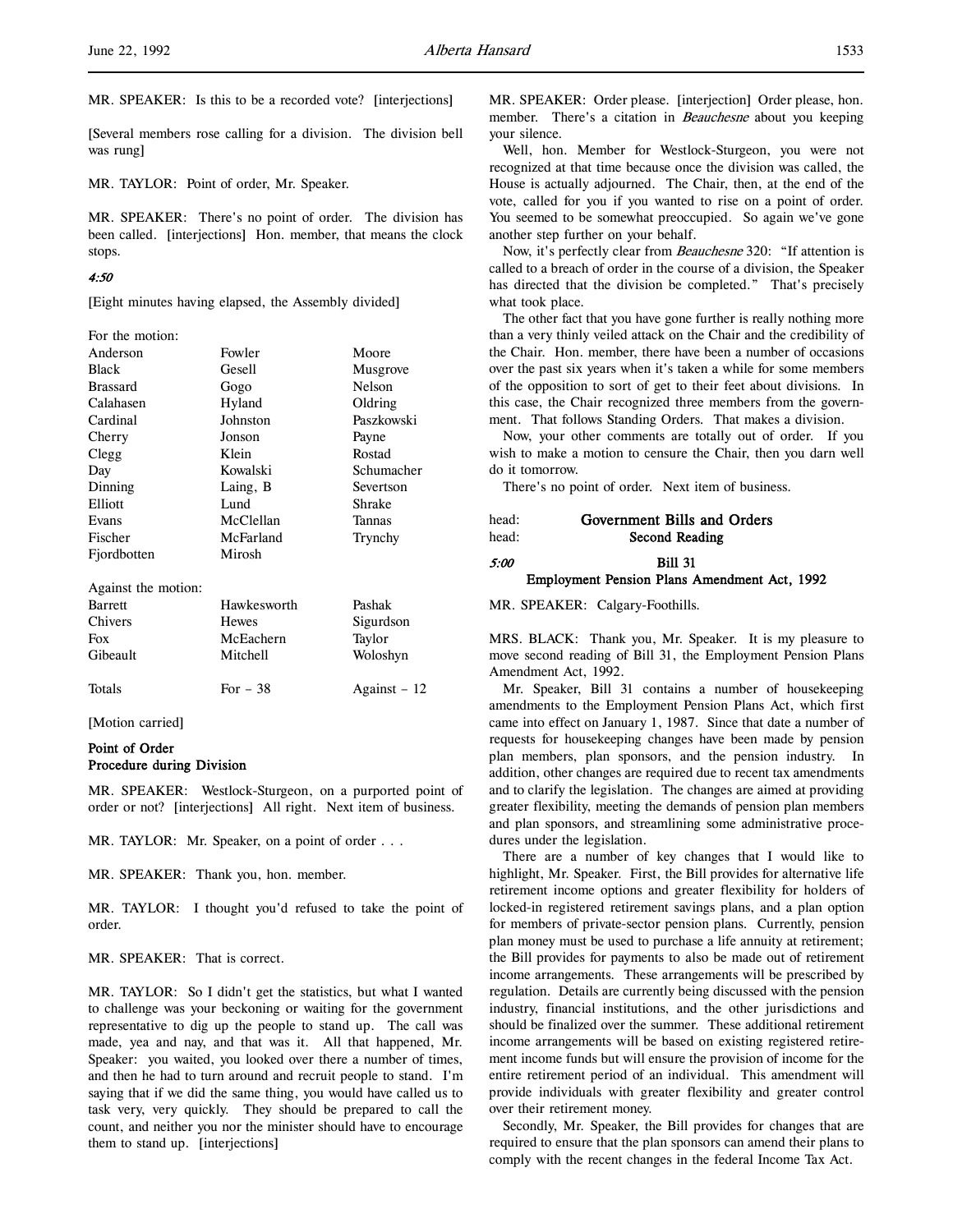MR. SPEAKER: Is this to be a recorded vote? [interjections]

[Several members rose calling for a division. The division bell was rung]

MR. TAYLOR: Point of order, Mr. Speaker.

MR. SPEAKER: There's no point of order. The division has been called. [interjections] Hon. member, that means the clock stops.

*4:50*

[Eight minutes having elapsed, the Assembly divided]

For the motion:

| | | |
|---|---|---|
| Anderson | Fowler | Moore |
| Black | Gesell | Musgrove |
| Brassard | Gogo | Nelson |
| Calahasen | Hyland | Oldring |
| Cardinal | Johnston | Paszkowski |
| Cherry | Jonson | Payne |
| Clegg | Klein | Rostad |
| Day | Kowalski | Schumacher |
| Dinning | Laing, B | Severtson |
| Elliott | Lund | Shrake |
| Evans | McClellan | Tannas |
| Fischer | McFarland | Trynchy |
| Fjordbotten | Mirosh | |

Against the motion:

| | | |
|---|---|---|
| Barrett | Hawkesworth | Pashak |
| Chivers | Hewes | Sigurdson |
| Fox | McEachern | Taylor |
| Gibeault | Mitchell | Woloshyn |

| | | |
|---|---|---|
| Totals | For – 38 | Against – 12 |

[Motion carried]

**Point of Order**
**Procedure during Division**

MR. SPEAKER: Westlock-Sturgeon, on a purported point of order or not? [interjections] All right. Next item of business.

MR. TAYLOR: Mr. Speaker, on a point of order . . .

MR. SPEAKER: Thank you, hon. member.

MR. TAYLOR: I thought you'd refused to take the point of order.

MR. SPEAKER: That is correct.

MR. TAYLOR: So I didn't get the statistics, but what I wanted to challenge was your beckoning or waiting for the government representative to dig up the people to stand up. The call was made, yea and nay, and that was it. All that happened, Mr. Speaker: you waited, you looked over there a number of times, and then he had to turn around and recruit people to stand. I'm saying that if we did the same thing, you would have called us to task very, very quickly. They should be prepared to call the count, and neither you nor the minister should have to encourage them to stand up. [interjections]

MR. SPEAKER: Order please. [interjection] Order please, hon. member. There's a citation in *Beauchesne* about you keeping your silence.

Well, hon. Member for Westlock-Sturgeon, you were not recognized at that time because once the division was called, the House is actually adjourned. The Chair, then, at the end of the vote, called for you if you wanted to rise on a point of order. You seemed to be somewhat preoccupied. So again we've gone another step further on your behalf.

Now, it's perfectly clear from *Beauchesne* 320: "If attention is called to a breach of order in the course of a division, the Speaker has directed that the division be completed." That's precisely what took place.

The other fact that you have gone further is really nothing more than a very thinly veiled attack on the Chair and the credibility of the Chair. Hon. member, there have been a number of occasions over the past six years when it's taken a while for some members of the opposition to sort of get to their feet about divisions. In this case, the Chair recognized three members from the government. That follows Standing Orders. That makes a division.

Now, your other comments are totally out of order. If you wish to make a motion to censure the Chair, then you darn well do it tomorrow.

There's no point of order. Next item of business.

head: **Government Bills and Orders**
head: **Second Reading**

*5:00* **Bill 31**
**Employment Pension Plans Amendment Act, 1992**

MR. SPEAKER: Calgary-Foothills.

MRS. BLACK: Thank you, Mr. Speaker. It is my pleasure to move second reading of Bill 31, the Employment Pension Plans Amendment Act, 1992.

Mr. Speaker, Bill 31 contains a number of housekeeping amendments to the Employment Pension Plans Act, which first came into effect on January 1, 1987. Since that date a number of requests for housekeeping changes have been made by pension plan members, plan sponsors, and the pension industry. In addition, other changes are required due to recent tax amendments and to clarify the legislation. The changes are aimed at providing greater flexibility, meeting the demands of pension plan members and plan sponsors, and streamlining some administrative procedures under the legislation.

There are a number of key changes that I would like to highlight, Mr. Speaker. First, the Bill provides for alternative life retirement income options and greater flexibility for holders of locked-in registered retirement savings plans, and a plan option for members of private-sector pension plans. Currently, pension plan money must be used to purchase a life annuity at retirement; the Bill provides for payments to also be made out of retirement income arrangements. These arrangements will be prescribed by regulation. Details are currently being discussed with the pension industry, financial institutions, and the other jurisdictions and should be finalized over the summer. These additional retirement income arrangements will be based on existing registered retirement income funds but will ensure the provision of income for the entire retirement period of an individual. This amendment will provide individuals with greater flexibility and greater control over their retirement money.

Secondly, Mr. Speaker, the Bill provides for changes that are required to ensure that the plan sponsors can amend their plans to comply with the recent changes in the federal Income Tax Act.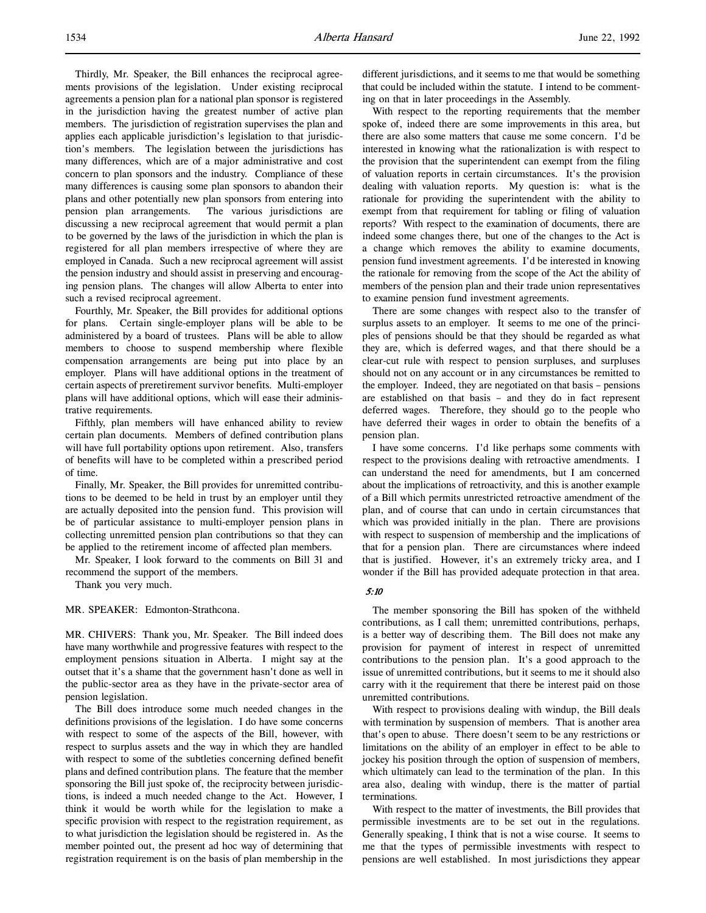Thirdly, Mr. Speaker, the Bill enhances the reciprocal agreements provisions of the legislation. Under existing reciprocal agreements a pension plan for a national plan sponsor is registered in the jurisdiction having the greatest number of active plan members. The jurisdiction of registration supervises the plan and applies each applicable jurisdiction's legislation to that jurisdiction's members. The legislation between the jurisdictions has many differences, which are of a major administrative and cost concern to plan sponsors and the industry. Compliance of these many differences is causing some plan sponsors to abandon their plans and other potentially new plan sponsors from entering into pension plan arrangements. The various jurisdictions are discussing a new reciprocal agreement that would permit a plan to be governed by the laws of the jurisdiction in which the plan is registered for all plan members irrespective of where they are employed in Canada. Such a new reciprocal agreement will assist the pension industry and should assist in preserving and encouraging pension plans. The changes will allow Alberta to enter into such a revised reciprocal agreement.

Fourthly, Mr. Speaker, the Bill provides for additional options for plans. Certain single-employer plans will be able to be administered by a board of trustees. Plans will be able to allow members to choose to suspend membership where flexible compensation arrangements are being put into place by an employer. Plans will have additional options in the treatment of certain aspects of preretirement survivor benefits. Multi-employer plans will have additional options, which will ease their administrative requirements.

Fifthly, plan members will have enhanced ability to review certain plan documents. Members of defined contribution plans will have full portability options upon retirement. Also, transfers of benefits will have to be completed within a prescribed period of time.

Finally, Mr. Speaker, the Bill provides for unremitted contributions to be deemed to be held in trust by an employer until they are actually deposited into the pension fund. This provision will be of particular assistance to multi-employer pension plans in collecting unremitted pension plan contributions so that they can be applied to the retirement income of affected plan members.

Mr. Speaker, I look forward to the comments on Bill 31 and recommend the support of the members.

Thank you very much.

MR. SPEAKER: Edmonton-Strathcona.

MR. CHIVERS: Thank you, Mr. Speaker. The Bill indeed does have many worthwhile and progressive features with respect to the employment pensions situation in Alberta. I might say at the outset that it's a shame that the government hasn't done as well in the public-sector area as they have in the private-sector area of pension legislation.

The Bill does introduce some much needed changes in the definitions provisions of the legislation. I do have some concerns with respect to some of the aspects of the Bill, however, with respect to surplus assets and the way in which they are handled with respect to some of the subtleties concerning defined benefit plans and defined contribution plans. The feature that the member sponsoring the Bill just spoke of, the reciprocity between jurisdictions, is indeed a much needed change to the Act. However, I think it would be worth while for the legislation to make a specific provision with respect to the registration requirement, as to what jurisdiction the legislation should be registered in. As the member pointed out, the present ad hoc way of determining that registration requirement is on the basis of plan membership in the different jurisdictions, and it seems to me that would be something that could be included within the statute. I intend to be commenting on that in later proceedings in the Assembly.

With respect to the reporting requirements that the member spoke of, indeed there are some improvements in this area, but there are also some matters that cause me some concern. I'd be interested in knowing what the rationalization is with respect to the provision that the superintendent can exempt from the filing of valuation reports in certain circumstances. It's the provision dealing with valuation reports. My question is: what is the rationale for providing the superintendent with the ability to exempt from that requirement for tabling or filing of valuation reports? With respect to the examination of documents, there are indeed some changes there, but one of the changes to the Act is a change which removes the ability to examine documents, pension fund investment agreements. I'd be interested in knowing the rationale for removing from the scope of the Act the ability of members of the pension plan and their trade union representatives to examine pension fund investment agreements.

There are some changes with respect also to the transfer of surplus assets to an employer. It seems to me one of the principles of pensions should be that they should be regarded as what they are, which is deferred wages, and that there should be a clear-cut rule with respect to pension surpluses, and surpluses should not on any account or in any circumstances be remitted to the employer. Indeed, they are negotiated on that basis – pensions are established on that basis – and they do in fact represent deferred wages. Therefore, they should go to the people who have deferred their wages in order to obtain the benefits of a pension plan.

I have some concerns. I'd like perhaps some comments with respect to the provisions dealing with retroactive amendments. I can understand the need for amendments, but I am concerned about the implications of retroactivity, and this is another example of a Bill which permits unrestricted retroactive amendment of the plan, and of course that can undo in certain circumstances that which was provided initially in the plan. There are provisions with respect to suspension of membership and the implications of that for a pension plan. There are circumstances where indeed that is justified. However, it's an extremely tricky area, and I wonder if the Bill has provided adequate protection in that area.

*5:10*

The member sponsoring the Bill has spoken of the withheld contributions, as I call them; unremitted contributions, perhaps, is a better way of describing them. The Bill does not make any provision for payment of interest in respect of unremitted contributions to the pension plan. It's a good approach to the issue of unremitted contributions, but it seems to me it should also carry with it the requirement that there be interest paid on those unremitted contributions.

With respect to provisions dealing with windup, the Bill deals with termination by suspension of members. That is another area that's open to abuse. There doesn't seem to be any restrictions or limitations on the ability of an employer in effect to be able to jockey his position through the option of suspension of members, which ultimately can lead to the termination of the plan. In this area also, dealing with windup, there is the matter of partial terminations.

With respect to the matter of investments, the Bill provides that permissible investments are to be set out in the regulations. Generally speaking, I think that is not a wise course. It seems to me that the types of permissible investments with respect to pensions are well established. In most jurisdictions they appear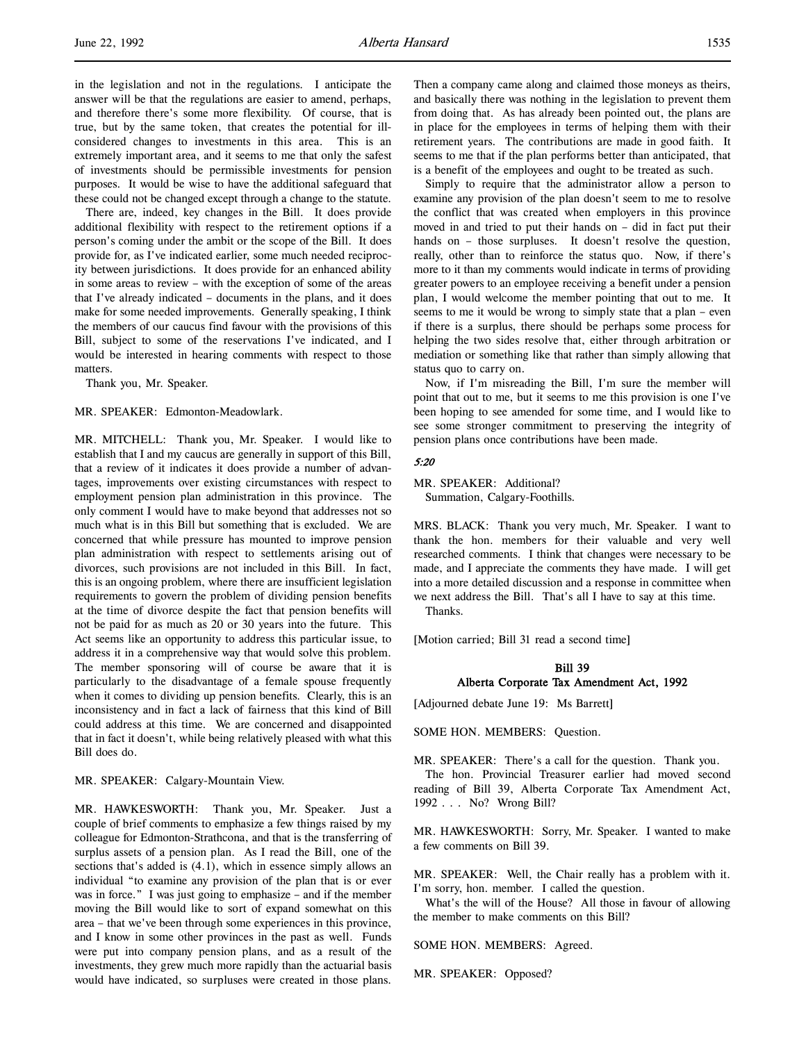in the legislation and not in the regulations. I anticipate the answer will be that the regulations are easier to amend, perhaps, and therefore there's some more flexibility. Of course, that is true, but by the same token, that creates the potential for ill-considered changes to investments in this area. This is an extremely important area, and it seems to me that only the safest of investments should be permissible investments for pension purposes. It would be wise to have the additional safeguard that these could not be changed except through a change to the statute.

There are, indeed, key changes in the Bill. It does provide additional flexibility with respect to the retirement options if a person's coming under the ambit or the scope of the Bill. It does provide for, as I've indicated earlier, some much needed reciprocity between jurisdictions. It does provide for an enhanced ability in some areas to review – with the exception of some of the areas that I've already indicated – documents in the plans, and it does make for some needed improvements. Generally speaking, I think the members of our caucus find favour with the provisions of this Bill, subject to some of the reservations I've indicated, and I would be interested in hearing comments with respect to those matters.

Thank you, Mr. Speaker.

MR. SPEAKER: Edmonton-Meadowlark.

MR. MITCHELL: Thank you, Mr. Speaker. I would like to establish that I and my caucus are generally in support of this Bill, that a review of it indicates it does provide a number of advantages, improvements over existing circumstances with respect to employment pension plan administration in this province. The only comment I would have to make beyond that addresses not so much what is in this Bill but something that is excluded. We are concerned that while pressure has mounted to improve pension plan administration with respect to settlements arising out of divorces, such provisions are not included in this Bill. In fact, this is an ongoing problem, where there are insufficient legislation requirements to govern the problem of dividing pension benefits at the time of divorce despite the fact that pension benefits will not be paid for as much as 20 or 30 years into the future. This Act seems like an opportunity to address this particular issue, to address it in a comprehensive way that would solve this problem. The member sponsoring will of course be aware that it is particularly to the disadvantage of a female spouse frequently when it comes to dividing up pension benefits. Clearly, this is an inconsistency and in fact a lack of fairness that this kind of Bill could address at this time. We are concerned and disappointed that in fact it doesn't, while being relatively pleased with what this Bill does do.

MR. SPEAKER: Calgary-Mountain View.

MR. HAWKESWORTH: Thank you, Mr. Speaker. Just a couple of brief comments to emphasize a few things raised by my colleague for Edmonton-Strathcona, and that is the transferring of surplus assets of a pension plan. As I read the Bill, one of the sections that's added is (4.1), which in essence simply allows an individual "to examine any provision of the plan that is or ever was in force." I was just going to emphasize – and if the member moving the Bill would like to sort of expand somewhat on this area – that we've been through some experiences in this province, and I know in some other provinces in the past as well. Funds were put into company pension plans, and as a result of the investments, they grew much more rapidly than the actuarial basis would have indicated, so surpluses were created in those plans. Then a company came along and claimed those moneys as theirs, and basically there was nothing in the legislation to prevent them from doing that. As has already been pointed out, the plans are in place for the employees in terms of helping them with their retirement years. The contributions are made in good faith. It seems to me that if the plan performs better than anticipated, that is a benefit of the employees and ought to be treated as such.

Simply to require that the administrator allow a person to examine any provision of the plan doesn't seem to me to resolve the conflict that was created when employers in this province moved in and tried to put their hands on – did in fact put their hands on – those surpluses. It doesn't resolve the question, really, other than to reinforce the status quo. Now, if there's more to it than my comments would indicate in terms of providing greater powers to an employee receiving a benefit under a pension plan, I would welcome the member pointing that out to me. It seems to me it would be wrong to simply state that a plan – even if there is a surplus, there should be perhaps some process for helping the two sides resolve that, either through arbitration or mediation or something like that rather than simply allowing that status quo to carry on.

Now, if I'm misreading the Bill, I'm sure the member will point that out to me, but it seems to me this provision is one I've been hoping to see amended for some time, and I would like to see some stronger commitment to preserving the integrity of pension plans once contributions have been made.

*5:20*

MR. SPEAKER: Additional?
Summation, Calgary-Foothills.

MRS. BLACK: Thank you very much, Mr. Speaker. I want to thank the hon. members for their valuable and very well researched comments. I think that changes were necessary to be made, and I appreciate the comments they have made. I will get into a more detailed discussion and a response in committee when we next address the Bill. That's all I have to say at this time.

Thanks.

[Motion carried; Bill 31 read a second time]

**Bill 39**
**Alberta Corporate Tax Amendment Act, 1992**

[Adjourned debate June 19: Ms Barrett]

SOME HON. MEMBERS: Question.

MR. SPEAKER: There's a call for the question. Thank you.

The hon. Provincial Treasurer earlier had moved second reading of Bill 39, Alberta Corporate Tax Amendment Act, 1992 . . . No? Wrong Bill?

MR. HAWKESWORTH: Sorry, Mr. Speaker. I wanted to make a few comments on Bill 39.

MR. SPEAKER: Well, the Chair really has a problem with it. I'm sorry, hon. member. I called the question.

What's the will of the House? All those in favour of allowing the member to make comments on this Bill?

SOME HON. MEMBERS: Agreed.

MR. SPEAKER: Opposed?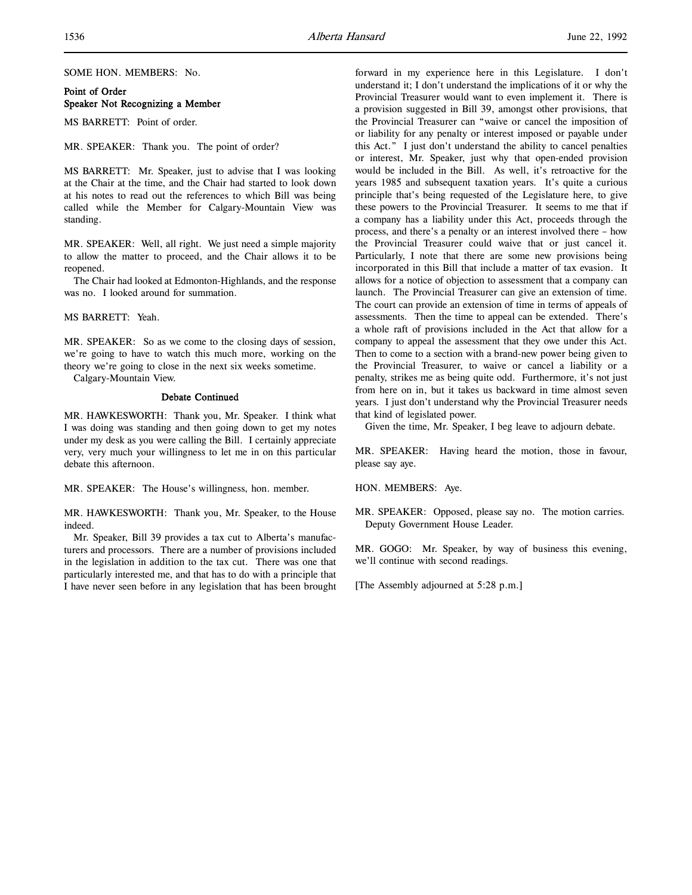SOME HON. MEMBERS: No.

**Point of Order**
**Speaker Not Recognizing a Member**

MS BARRETT: Point of order.

MR. SPEAKER: Thank you. The point of order?

MS BARRETT: Mr. Speaker, just to advise that I was looking at the Chair at the time, and the Chair had started to look down at his notes to read out the references to which Bill was being called while the Member for Calgary-Mountain View was standing.

MR. SPEAKER: Well, all right. We just need a simple majority to allow the matter to proceed, and the Chair allows it to be reopened.

The Chair had looked at Edmonton-Highlands, and the response was no. I looked around for summation.

MS BARRETT: Yeah.

MR. SPEAKER: So as we come to the closing days of session, we're going to have to watch this much more, working on the theory we're going to close in the next six weeks sometime.

Calgary-Mountain View.

**Debate Continued**

MR. HAWKESWORTH: Thank you, Mr. Speaker. I think what I was doing was standing and then going down to get my notes under my desk as you were calling the Bill. I certainly appreciate very, very much your willingness to let me in on this particular debate this afternoon.

MR. SPEAKER: The House's willingness, hon. member.

MR. HAWKESWORTH: Thank you, Mr. Speaker, to the House indeed.

Mr. Speaker, Bill 39 provides a tax cut to Alberta's manufacturers and processors. There are a number of provisions included in the legislation in addition to the tax cut. There was one that particularly interested me, and that has to do with a principle that I have never seen before in any legislation that has been brought forward in my experience here in this Legislature. I don't understand it; I don't understand the implications of it or why the Provincial Treasurer would want to even implement it. There is a provision suggested in Bill 39, amongst other provisions, that the Provincial Treasurer can "waive or cancel the imposition of or liability for any penalty or interest imposed or payable under this Act." I just don't understand the ability to cancel penalties or interest, Mr. Speaker, just why that open-ended provision would be included in the Bill. As well, it's retroactive for the years 1985 and subsequent taxation years. It's quite a curious principle that's being requested of the Legislature here, to give these powers to the Provincial Treasurer. It seems to me that if a company has a liability under this Act, proceeds through the process, and there's a penalty or an interest involved there – how the Provincial Treasurer could waive that or just cancel it. Particularly, I note that there are some new provisions being incorporated in this Bill that include a matter of tax evasion. It allows for a notice of objection to assessment that a company can launch. The Provincial Treasurer can give an extension of time. The court can provide an extension of time in terms of appeals of assessments. Then the time to appeal can be extended. There's a whole raft of provisions included in the Act that allow for a company to appeal the assessment that they owe under this Act. Then to come to a section with a brand-new power being given to the Provincial Treasurer, to waive or cancel a liability or a penalty, strikes me as being quite odd. Furthermore, it's not just from here on in, but it takes us backward in time almost seven years. I just don't understand why the Provincial Treasurer needs that kind of legislated power.

Given the time, Mr. Speaker, I beg leave to adjourn debate.

MR. SPEAKER: Having heard the motion, those in favour, please say aye.

HON. MEMBERS: Aye.

MR. SPEAKER: Opposed, please say no. The motion carries.

Deputy Government House Leader.

MR. GOGO: Mr. Speaker, by way of business this evening, we'll continue with second readings.

[The Assembly adjourned at 5:28 p.m.]